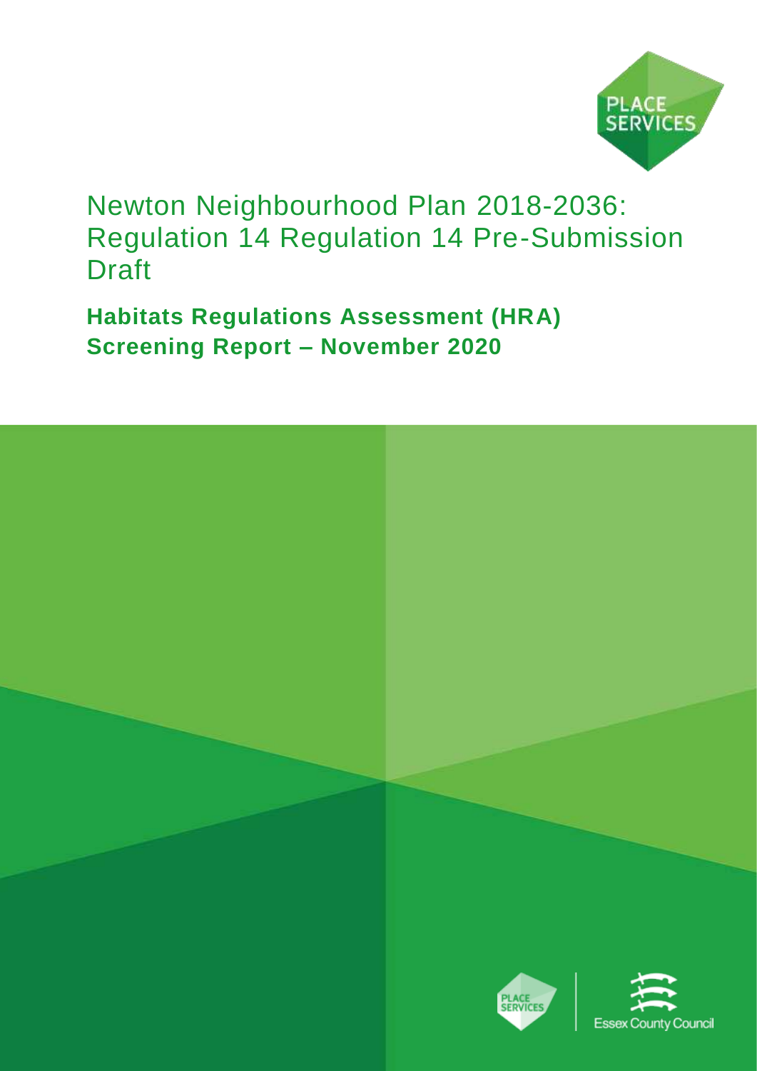# Newton Neighbourhood Plan 2018-2036: Regulation 14 Regulation 14 Pre-Submission Draft

## Habitats Regulations Assessment (HRA) Screening Report – November 2020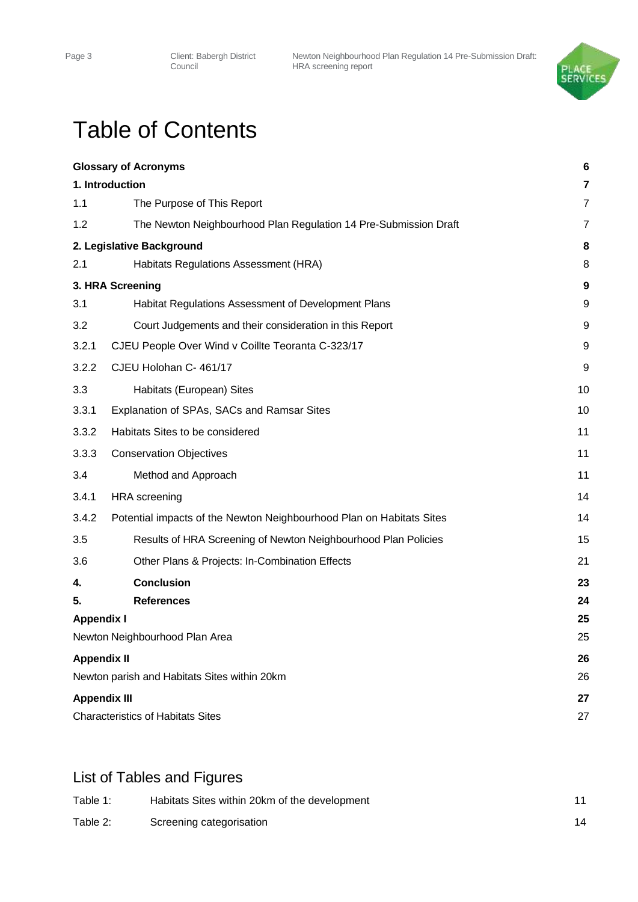# Table of Contents

| | | |
|---|---|---|
| **Glossary of Acronyms** | | **6** |
| **1. Introduction** | | **7** |
| 1.1 | The Purpose of This Report | 7 |
| 1.2 | The Newton Neighbourhood Plan Regulation 14 Pre-Submission Draft | 7 |
| **2. Legislative Background** | | **8** |
| 2.1 | Habitats Regulations Assessment (HRA) | 8 |
| **3. HRA Screening** | | **9** |
| 3.1 | Habitat Regulations Assessment of Development Plans | 9 |
| 3.2 | Court Judgements and their consideration in this Report | 9 |
| 3.2.1 | CJEU People Over Wind v Coillte Teoranta C-323/17 | 9 |
| 3.2.2 | CJEU Holohan C- 461/17 | 9 |
| 3.3 | Habitats (European) Sites | 10 |
| 3.3.1 | Explanation of SPAs, SACs and Ramsar Sites | 10 |
| 3.3.2 | Habitats Sites to be considered | 11 |
| 3.3.3 | Conservation Objectives | 11 |
| 3.4 | Method and Approach | 11 |
| 3.4.1 | HRA screening | 14 |
| 3.4.2 | Potential impacts of the Newton Neighbourhood Plan on Habitats Sites | 14 |
| 3.5 | Results of HRA Screening of Newton Neighbourhood Plan Policies | 15 |
| 3.6 | Other Plans & Projects: In-Combination Effects | 21 |
| **4.** | **Conclusion** | **23** |
| **5.** | **References** | **24** |
| **Appendix I** | | **25** |
| Newton Neighbourhood Plan Area | | 25 |
| **Appendix II** | | **26** |
| Newton parish and Habitats Sites within 20km | | 26 |
| **Appendix III** | | **27** |
| Characteristics of Habitats Sites | | 27 |

## List of Tables and Figures

| | | |
|---|---|---|
| Table 1: | Habitats Sites within 20km of the development | 11 |
| Table 2: | Screening categorisation | 14 |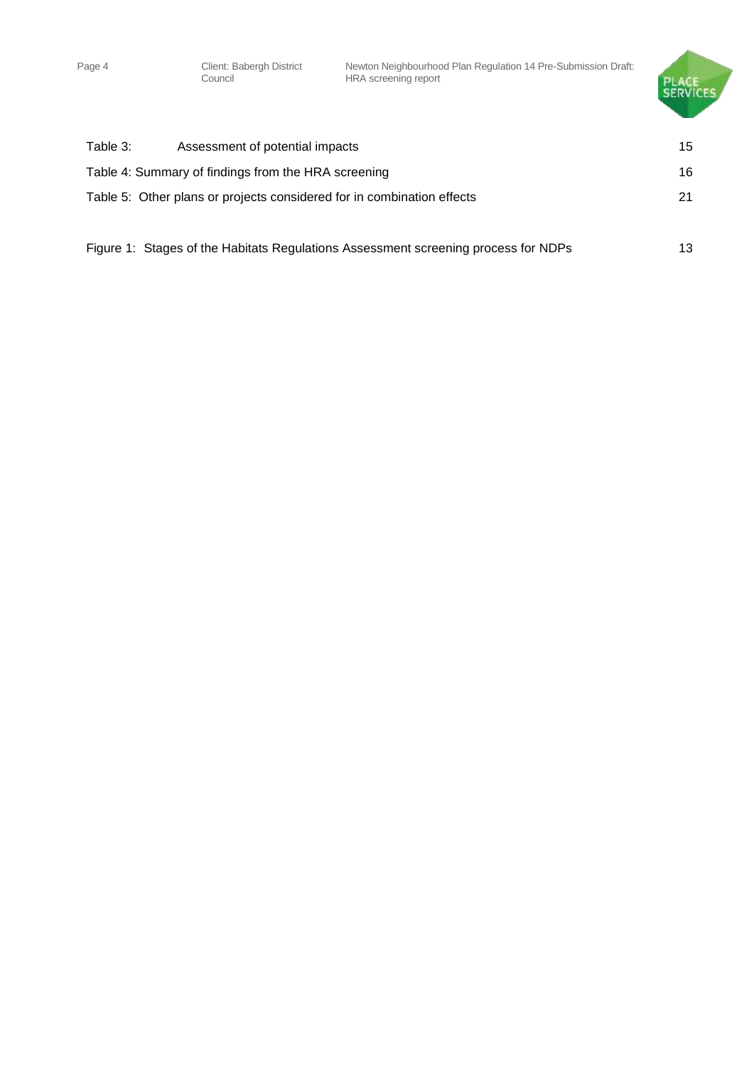| | | |
|---|---|---|
| Table 3: | Assessment of potential impacts | 15 |
| Table 4: | Summary of findings from the HRA screening | 16 |
| Table 5: | Other plans or projects considered for in combination effects | 21 |
| Figure 1: | Stages of the Habitats Regulations Assessment screening process for NDPs | 13 |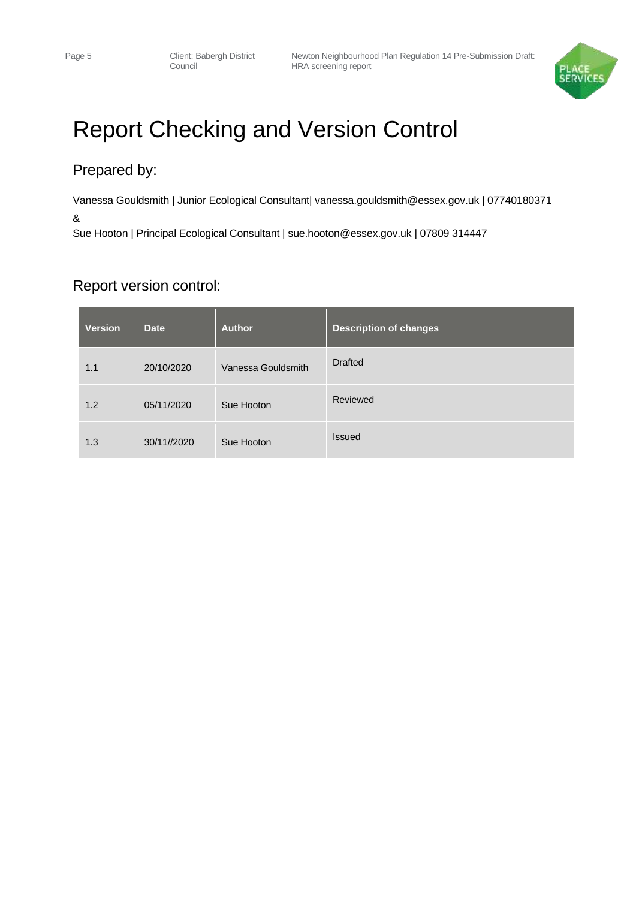# Report Checking and Version Control

## Prepared by:

Vanessa Gouldsmith | Junior Ecological Consultant| vanessa.gouldsmith@essex.gov.uk | 07740180371

&

Sue Hooton | Principal Ecological Consultant | sue.hooton@essex.gov.uk | 07809 314447

## Report version control:

| Version | Date | Author | Description of changes |
|---|---|---|---|
| 1.1 | 20/10/2020 | Vanessa Gouldsmith | Drafted |
| 1.2 | 05/11/2020 | Sue Hooton | Reviewed |
| 1.3 | 30/11//2020 | Sue Hooton | Issued |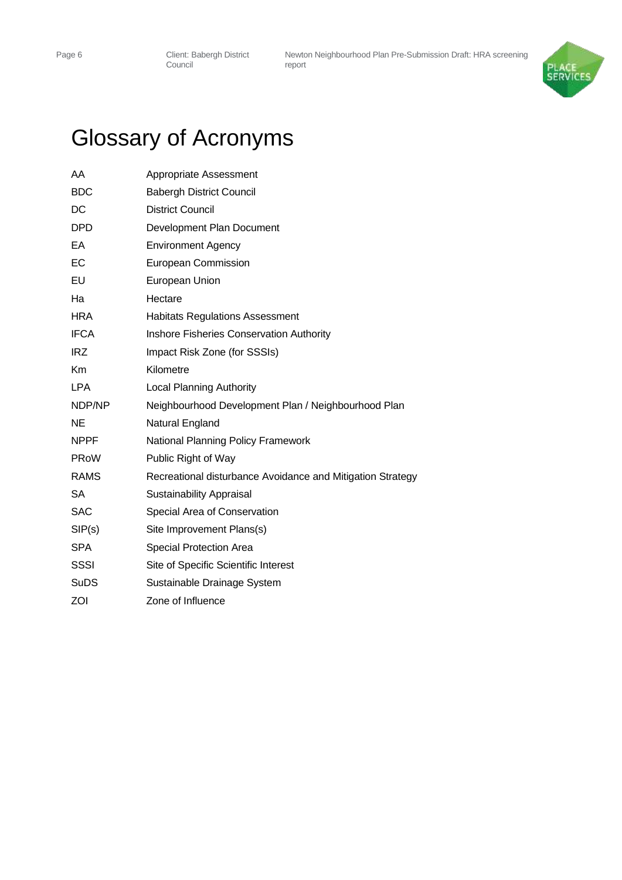# Glossary of Acronyms

| | |
|---|---|
| AA | Appropriate Assessment |
| BDC | Babergh District Council |
| DC | District Council |
| DPD | Development Plan Document |
| EA | Environment Agency |
| EC | European Commission |
| EU | European Union |
| Ha | Hectare |
| HRA | Habitats Regulations Assessment |
| IFCA | Inshore Fisheries Conservation Authority |
| IRZ | Impact Risk Zone (for SSSIs) |
| Km | Kilometre |
| LPA | Local Planning Authority |
| NDP/NP | Neighbourhood Development Plan / Neighbourhood Plan |
| NE | Natural England |
| NPPF | National Planning Policy Framework |
| PRoW | Public Right of Way |
| RAMS | Recreational disturbance Avoidance and Mitigation Strategy |
| SA | Sustainability Appraisal |
| SAC | Special Area of Conservation |
| SIP(s) | Site Improvement Plans(s) |
| SPA | Special Protection Area |
| SSSI | Site of Specific Scientific Interest |
| SuDS | Sustainable Drainage System |
| ZOI | Zone of Influence |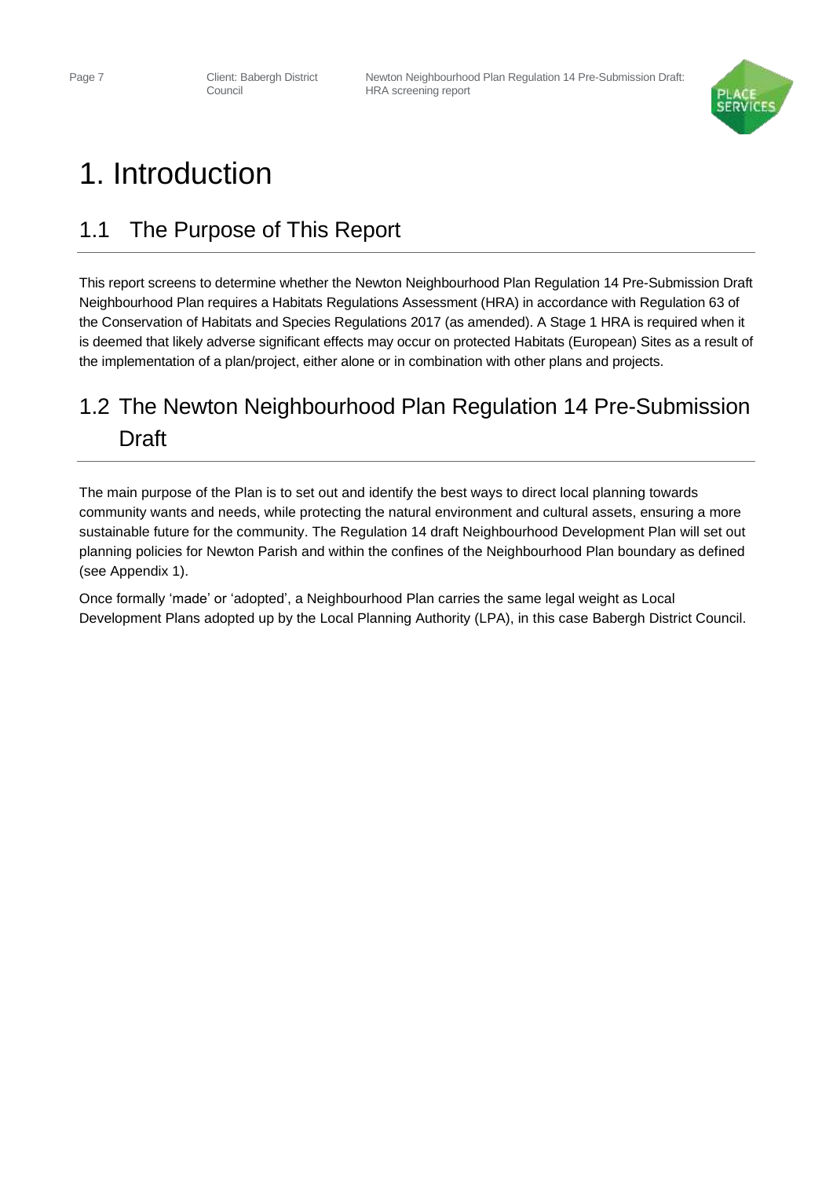# 1. Introduction

## 1.1 The Purpose of This Report

This report screens to determine whether the Newton Neighbourhood Plan Regulation 14 Pre-Submission Draft Neighbourhood Plan requires a Habitats Regulations Assessment (HRA) in accordance with Regulation 63 of the Conservation of Habitats and Species Regulations 2017 (as amended). A Stage 1 HRA is required when it is deemed that likely adverse significant effects may occur on protected Habitats (European) Sites as a result of the implementation of a plan/project, either alone or in combination with other plans and projects.

## 1.2 The Newton Neighbourhood Plan Regulation 14 Pre-Submission Draft

The main purpose of the Plan is to set out and identify the best ways to direct local planning towards community wants and needs, while protecting the natural environment and cultural assets, ensuring a more sustainable future for the community. The Regulation 14 draft Neighbourhood Development Plan will set out planning policies for Newton Parish and within the confines of the Neighbourhood Plan boundary as defined (see Appendix 1).

Once formally 'made' or 'adopted', a Neighbourhood Plan carries the same legal weight as Local Development Plans adopted up by the Local Planning Authority (LPA), in this case Babergh District Council.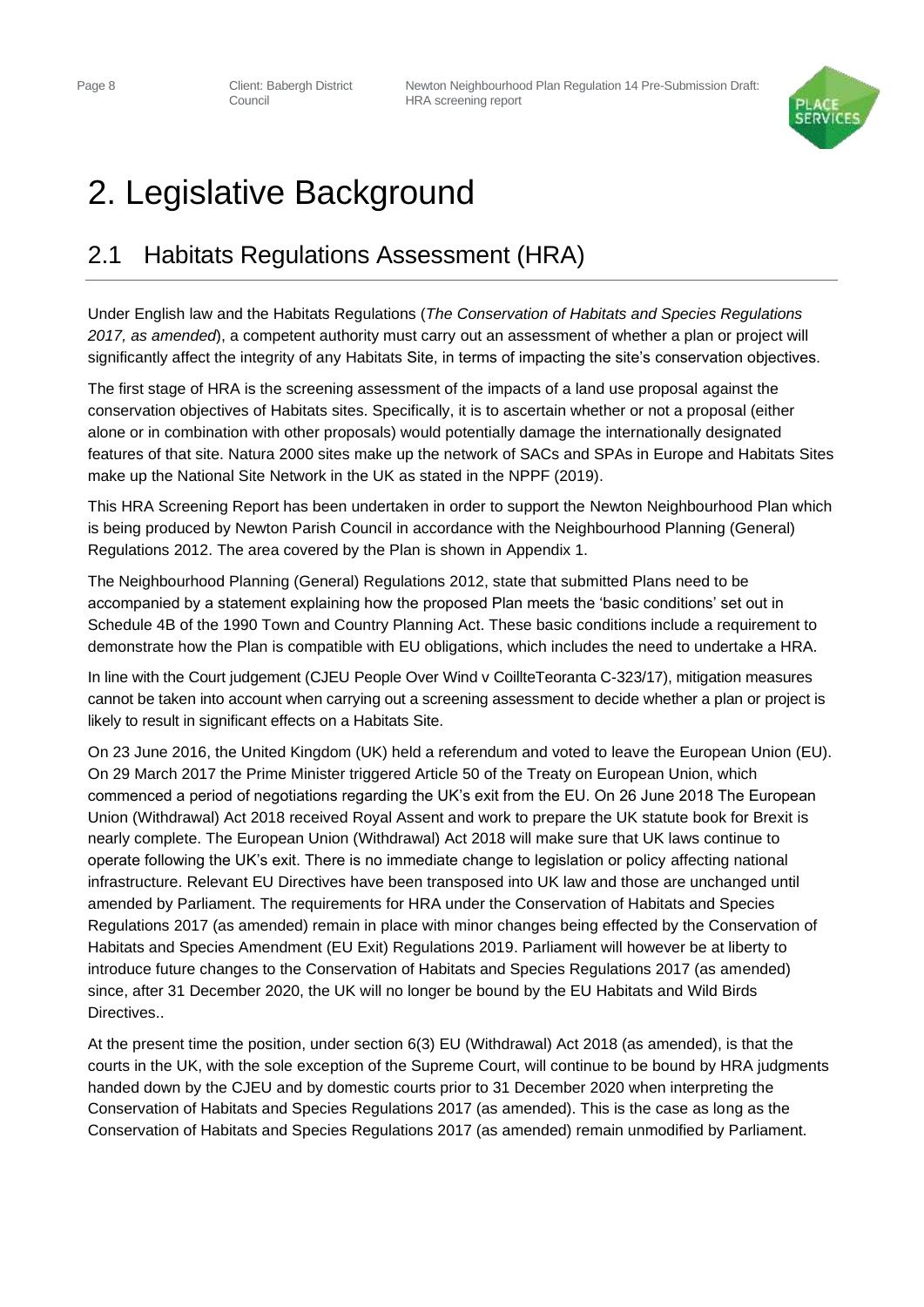# 2. Legislative Background

## 2.1 Habitats Regulations Assessment (HRA)

Under English law and the Habitats Regulations (*The Conservation of Habitats and Species Regulations 2017, as amended*), a competent authority must carry out an assessment of whether a plan or project will significantly affect the integrity of any Habitats Site, in terms of impacting the site's conservation objectives.

The first stage of HRA is the screening assessment of the impacts of a land use proposal against the conservation objectives of Habitats sites. Specifically, it is to ascertain whether or not a proposal (either alone or in combination with other proposals) would potentially damage the internationally designated features of that site. Natura 2000 sites make up the network of SACs and SPAs in Europe and Habitats Sites make up the National Site Network in the UK as stated in the NPPF (2019).

This HRA Screening Report has been undertaken in order to support the Newton Neighbourhood Plan which is being produced by Newton Parish Council in accordance with the Neighbourhood Planning (General) Regulations 2012. The area covered by the Plan is shown in Appendix 1.

The Neighbourhood Planning (General) Regulations 2012, state that submitted Plans need to be accompanied by a statement explaining how the proposed Plan meets the 'basic conditions' set out in Schedule 4B of the 1990 Town and Country Planning Act. These basic conditions include a requirement to demonstrate how the Plan is compatible with EU obligations, which includes the need to undertake a HRA.

In line with the Court judgement (CJEU People Over Wind v CoillteTeoranta C-323/17), mitigation measures cannot be taken into account when carrying out a screening assessment to decide whether a plan or project is likely to result in significant effects on a Habitats Site.

On 23 June 2016, the United Kingdom (UK) held a referendum and voted to leave the European Union (EU). On 29 March 2017 the Prime Minister triggered Article 50 of the Treaty on European Union, which commenced a period of negotiations regarding the UK's exit from the EU. On 26 June 2018 The European Union (Withdrawal) Act 2018 received Royal Assent and work to prepare the UK statute book for Brexit is nearly complete. The European Union (Withdrawal) Act 2018 will make sure that UK laws continue to operate following the UK's exit. There is no immediate change to legislation or policy affecting national infrastructure. Relevant EU Directives have been transposed into UK law and those are unchanged until amended by Parliament. The requirements for HRA under the Conservation of Habitats and Species Regulations 2017 (as amended) remain in place with minor changes being effected by the Conservation of Habitats and Species Amendment (EU Exit) Regulations 2019. Parliament will however be at liberty to introduce future changes to the Conservation of Habitats and Species Regulations 2017 (as amended) since, after 31 December 2020, the UK will no longer be bound by the EU Habitats and Wild Birds Directives..

At the present time the position, under section 6(3) EU (Withdrawal) Act 2018 (as amended), is that the courts in the UK, with the sole exception of the Supreme Court, will continue to be bound by HRA judgments handed down by the CJEU and by domestic courts prior to 31 December 2020 when interpreting the Conservation of Habitats and Species Regulations 2017 (as amended). This is the case as long as the Conservation of Habitats and Species Regulations 2017 (as amended) remain unmodified by Parliament.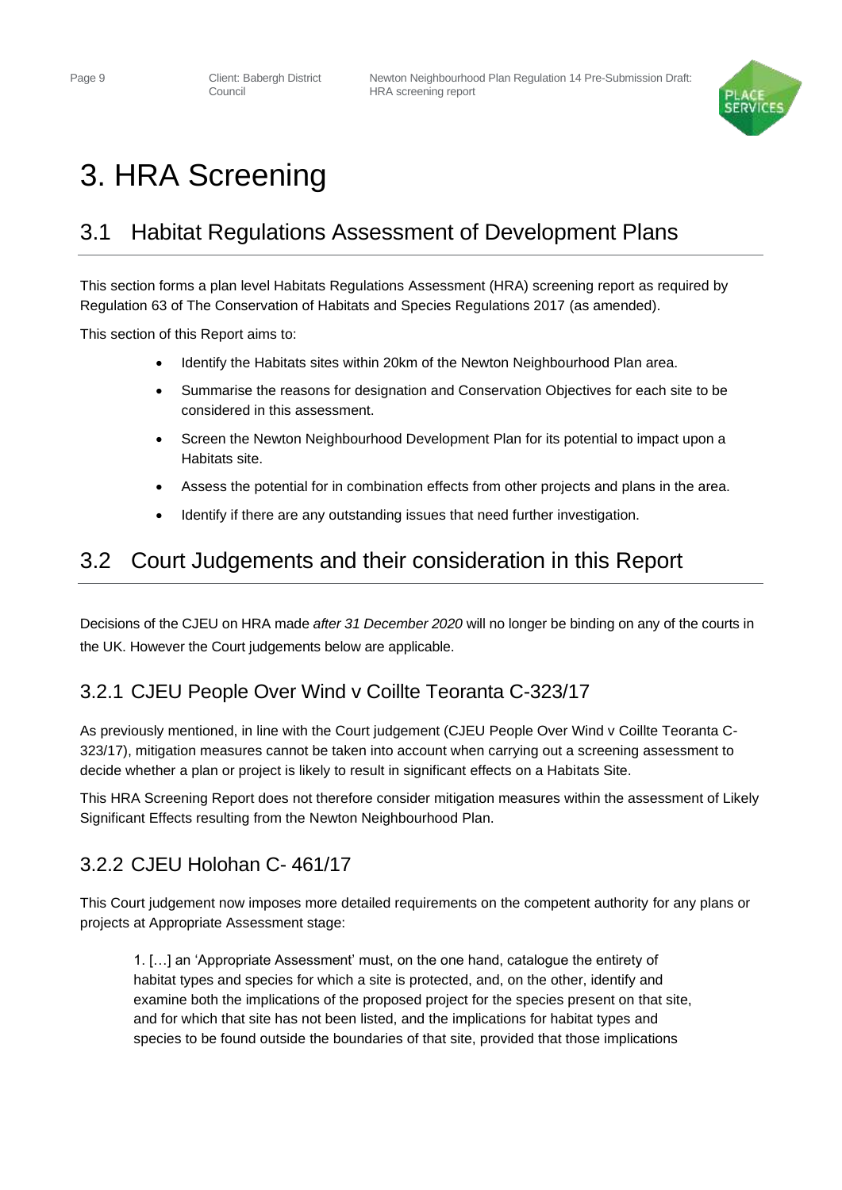# 3. HRA Screening

## 3.1 Habitat Regulations Assessment of Development Plans

This section forms a plan level Habitats Regulations Assessment (HRA) screening report as required by Regulation 63 of The Conservation of Habitats and Species Regulations 2017 (as amended).

This section of this Report aims to:

- Identify the Habitats sites within 20km of the Newton Neighbourhood Plan area.
- Summarise the reasons for designation and Conservation Objectives for each site to be considered in this assessment.
- Screen the Newton Neighbourhood Development Plan for its potential to impact upon a Habitats site.
- Assess the potential for in combination effects from other projects and plans in the area.
- Identify if there are any outstanding issues that need further investigation.

## 3.2 Court Judgements and their consideration in this Report

Decisions of the CJEU on HRA made *after 31 December 2020* will no longer be binding on any of the courts in the UK. However the Court judgements below are applicable.

### 3.2.1 CJEU People Over Wind v Coillte Teoranta C-323/17

As previously mentioned, in line with the Court judgement (CJEU People Over Wind v Coillte Teoranta C-323/17), mitigation measures cannot be taken into account when carrying out a screening assessment to decide whether a plan or project is likely to result in significant effects on a Habitats Site.

This HRA Screening Report does not therefore consider mitigation measures within the assessment of Likely Significant Effects resulting from the Newton Neighbourhood Plan.

### 3.2.2 CJEU Holohan C- 461/17

This Court judgement now imposes more detailed requirements on the competent authority for any plans or projects at Appropriate Assessment stage:

> 1. […] an 'Appropriate Assessment' must, on the one hand, catalogue the entirety of habitat types and species for which a site is protected, and, on the other, identify and examine both the implications of the proposed project for the species present on that site, and for which that site has not been listed, and the implications for habitat types and species to be found outside the boundaries of that site, provided that those implications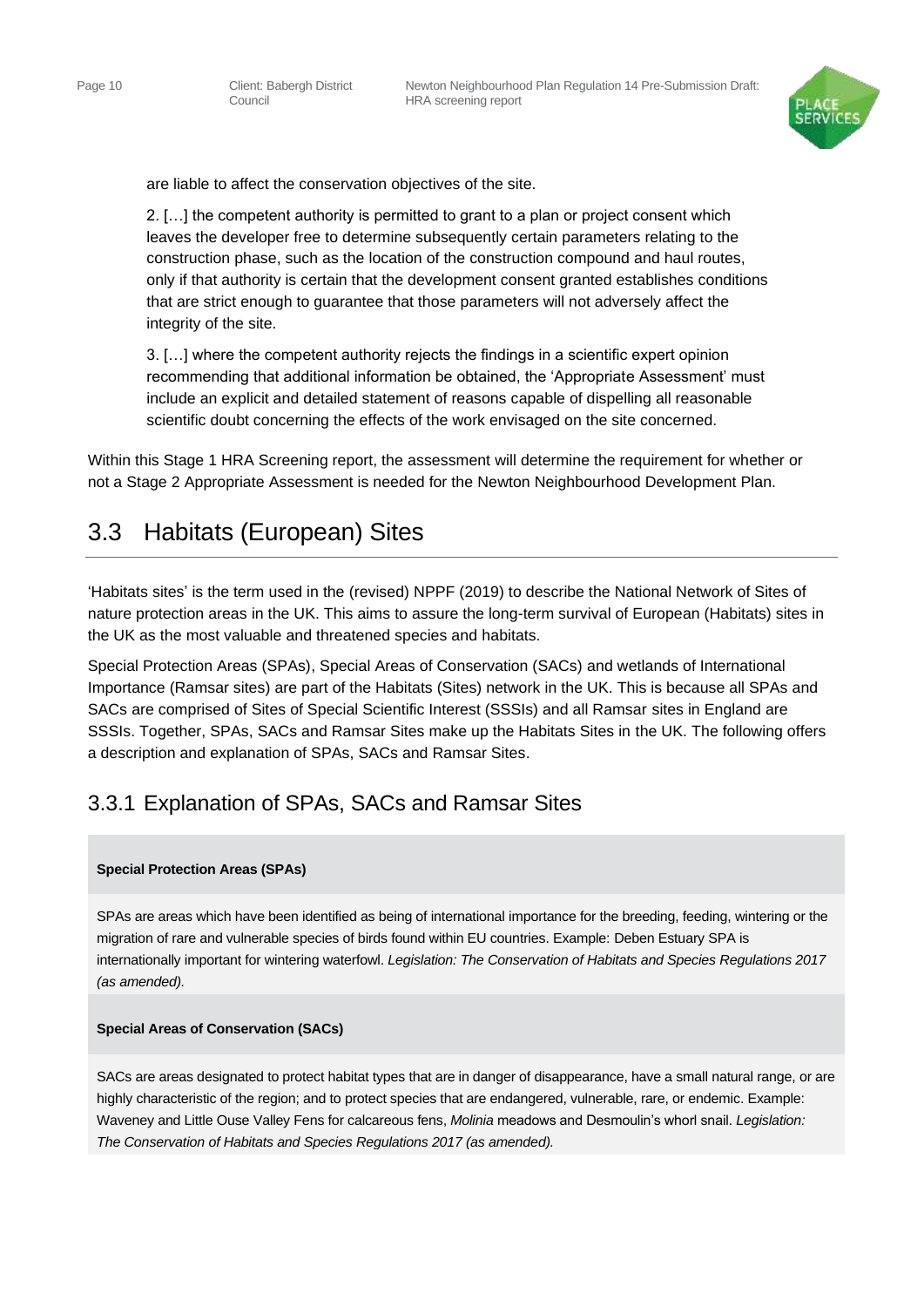are liable to affect the conservation objectives of the site.

2. […] the competent authority is permitted to grant to a plan or project consent which leaves the developer free to determine subsequently certain parameters relating to the construction phase, such as the location of the construction compound and haul routes, only if that authority is certain that the development consent granted establishes conditions that are strict enough to guarantee that those parameters will not adversely affect the integrity of the site.

3. […] where the competent authority rejects the findings in a scientific expert opinion recommending that additional information be obtained, the 'Appropriate Assessment' must include an explicit and detailed statement of reasons capable of dispelling all reasonable scientific doubt concerning the effects of the work envisaged on the site concerned.

Within this Stage 1 HRA Screening report, the assessment will determine the requirement for whether or not a Stage 2 Appropriate Assessment is needed for the Newton Neighbourhood Development Plan.

## 3.3 Habitats (European) Sites

'Habitats sites' is the term used in the (revised) NPPF (2019) to describe the National Network of Sites of nature protection areas in the UK. This aims to assure the long-term survival of European (Habitats) sites in the UK as the most valuable and threatened species and habitats.

Special Protection Areas (SPAs), Special Areas of Conservation (SACs) and wetlands of International Importance (Ramsar sites) are part of the Habitats (Sites) network in the UK. This is because all SPAs and SACs are comprised of Sites of Special Scientific Interest (SSSIs) and all Ramsar sites in England are SSSIs. Together, SPAs, SACs and Ramsar Sites make up the Habitats Sites in the UK. The following offers a description and explanation of SPAs, SACs and Ramsar Sites.

### 3.3.1 Explanation of SPAs, SACs and Ramsar Sites

**Special Protection Areas (SPAs)**

SPAs are areas which have been identified as being of international importance for the breeding, feeding, wintering or the migration of rare and vulnerable species of birds found within EU countries. Example: Deben Estuary SPA is internationally important for wintering waterfowl. *Legislation: The Conservation of Habitats and Species Regulations 2017 (as amended).*

**Special Areas of Conservation (SACs)**

SACs are areas designated to protect habitat types that are in danger of disappearance, have a small natural range, or are highly characteristic of the region; and to protect species that are endangered, vulnerable, rare, or endemic. Example: Waveney and Little Ouse Valley Fens for calcareous fens, *Molinia* meadows and Desmoulin's whorl snail. *Legislation: The Conservation of Habitats and Species Regulations 2017 (as amended).*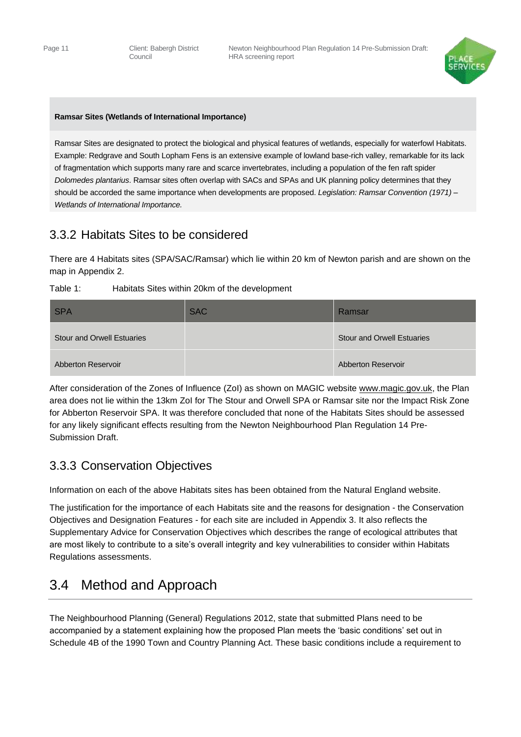**Ramsar Sites (Wetlands of International Importance)**

Ramsar Sites are designated to protect the biological and physical features of wetlands, especially for waterfowl Habitats. Example: Redgrave and South Lopham Fens is an extensive example of lowland base-rich valley, remarkable for its lack of fragmentation which supports many rare and scarce invertebrates, including a population of the fen raft spider *Dolomedes plantarius*. Ramsar sites often overlap with SACs and SPAs and UK planning policy determines that they should be accorded the same importance when developments are proposed. *Legislation: Ramsar Convention (1971) – Wetlands of International Importance.*

### 3.3.2 Habitats Sites to be considered

There are 4 Habitats sites (SPA/SAC/Ramsar) which lie within 20 km of Newton parish and are shown on the map in Appendix 2.

Table 1: Habitats Sites within 20km of the development

| SPA | SAC | Ramsar |
|---|---|---|
| Stour and Orwell Estuaries | | Stour and Orwell Estuaries |
| Abberton Reservoir | | Abberton Reservoir |

After consideration of the Zones of Influence (ZoI) as shown on MAGIC website www.magic.gov.uk, the Plan area does not lie within the 13km ZoI for The Stour and Orwell SPA or Ramsar site nor the Impact Risk Zone for Abberton Reservoir SPA. It was therefore concluded that none of the Habitats Sites should be assessed for any likely significant effects resulting from the Newton Neighbourhood Plan Regulation 14 Pre-Submission Draft.

### 3.3.3 Conservation Objectives

Information on each of the above Habitats sites has been obtained from the Natural England website.

The justification for the importance of each Habitats site and the reasons for designation - the Conservation Objectives and Designation Features - for each site are included in Appendix 3. It also reflects the Supplementary Advice for Conservation Objectives which describes the range of ecological attributes that are most likely to contribute to a site's overall integrity and key vulnerabilities to consider within Habitats Regulations assessments.

## 3.4 Method and Approach

The Neighbourhood Planning (General) Regulations 2012, state that submitted Plans need to be accompanied by a statement explaining how the proposed Plan meets the 'basic conditions' set out in Schedule 4B of the 1990 Town and Country Planning Act. These basic conditions include a requirement to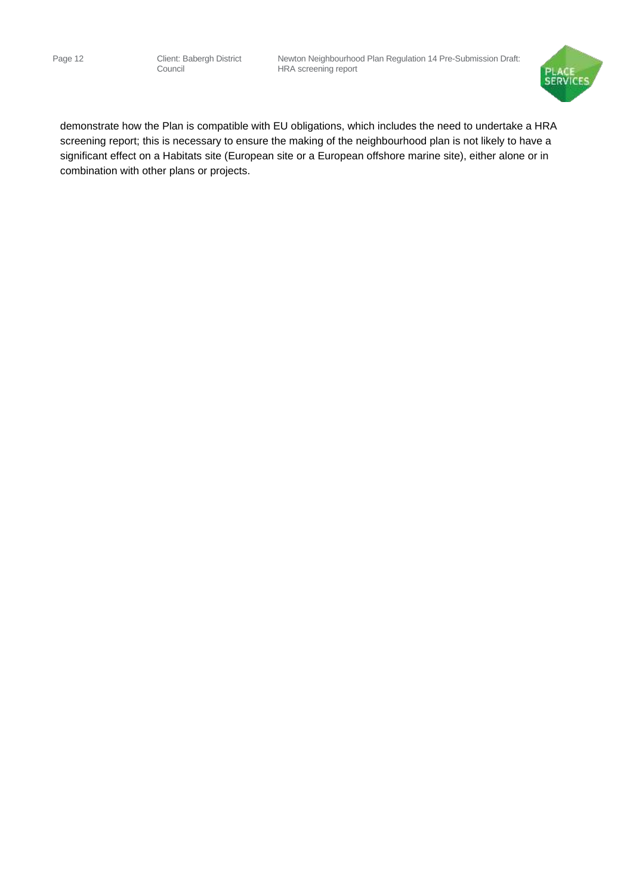demonstrate how the Plan is compatible with EU obligations, which includes the need to undertake a HRA screening report; this is necessary to ensure the making of the neighbourhood plan is not likely to have a significant effect on a Habitats site (European site or a European offshore marine site), either alone or in combination with other plans or projects.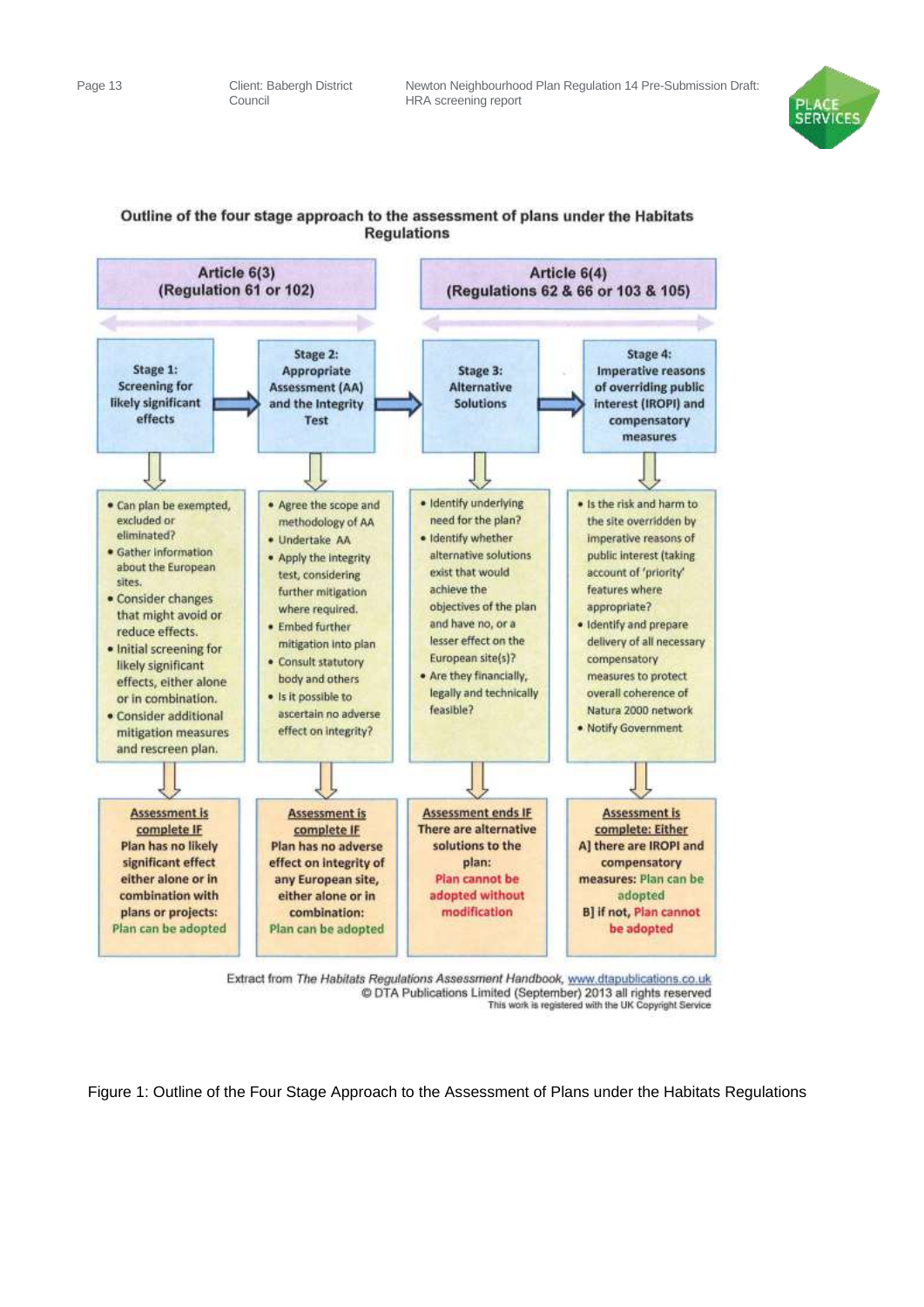## Outline of the four stage approach to the assessment of plans under the Habitats Regulations

| Article 6(3) (Regulation 61 or 102) | | Article 6(4) (Regulations 62 & 66 or 103 & 105) | |
|---|---|---|---|
| **Stage 1: Screening for likely significant effects** | **Stage 2: Appropriate Assessment (AA) and the Integrity Test** | **Stage 3: Alternative Solutions** | **Stage 4: Imperative reasons of overriding public interest (IROPI) and compensatory measures** |
| • Can plan be exempted, excluded or eliminated?<br>• Gather information about the European sites.<br>• Consider changes that might avoid or reduce effects.<br>• Initial screening for likely significant effects, either alone or in combination.<br>• Consider additional mitigation measures and rescreen plan. | • Agree the scope and methodology of AA<br>• Undertake AA<br>• Apply the integrity test, considering further mitigation where required.<br>• Embed further mitigation into plan<br>• Consult statutory body and others<br>• Is it possible to ascertain no adverse effect on integrity? | • Identify underlying need for the plan?<br>• Identify whether alternative solutions exist that would achieve the objectives of the plan and have no, or a lesser effect on the European site(s)?<br>• Are they financially, legally and technically feasible? | • Is the risk and harm to the site overridden by imperative reasons of public interest (taking account of 'priority' features where appropriate?<br>• Identify and prepare delivery of all necessary compensatory measures to protect overall coherence of Natura 2000 network<br>• Notify Government |
| **Assessment is complete IF** Plan has no likely significant effect either alone or in combination with plans or projects: Plan can be adopted | **Assessment is complete IF** Plan has no adverse effect on integrity of any European site, either alone or in combination: Plan can be adopted | **Assessment ends IF** There are alternative solutions to the plan: Plan cannot be adopted without modification | **Assessment is complete: Either** A] there are IROPI and compensatory measures: Plan can be adopted<br>B] if not, Plan cannot be adopted |

Extract from *The Habitats Regulations Assessment Handbook*, www.dtapublications.co.uk
© DTA Publications Limited (September) 2013 all rights reserved
This work is registered with the UK Copyright Service

Figure 1: Outline of the Four Stage Approach to the Assessment of Plans under the Habitats Regulations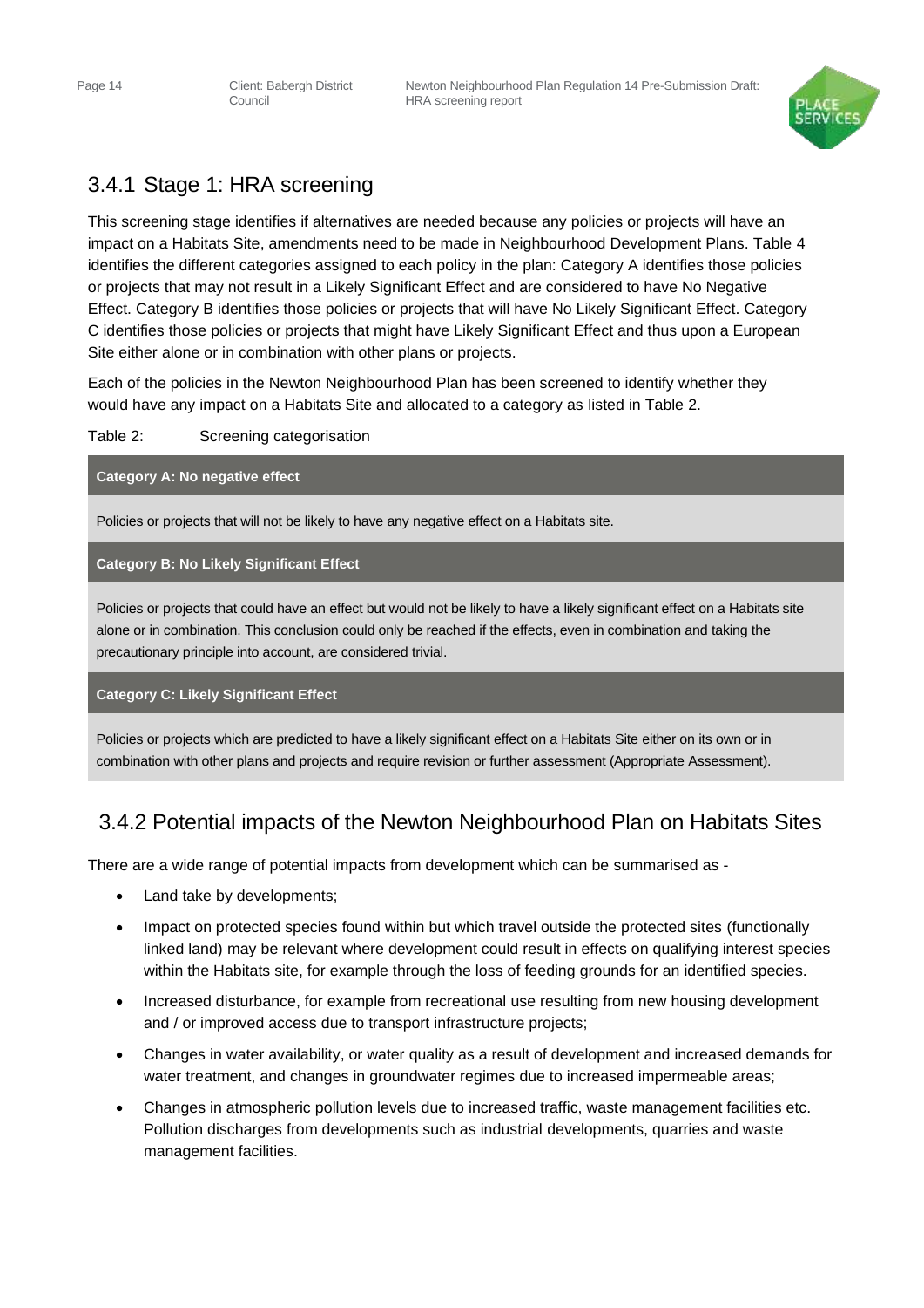### 3.4.1 Stage 1: HRA screening

This screening stage identifies if alternatives are needed because any policies or projects will have an impact on a Habitats Site, amendments need to be made in Neighbourhood Development Plans. Table 4 identifies the different categories assigned to each policy in the plan: Category A identifies those policies or projects that may not result in a Likely Significant Effect and are considered to have No Negative Effect. Category B identifies those policies or projects that will have No Likely Significant Effect. Category C identifies those policies or projects that might have Likely Significant Effect and thus upon a European Site either alone or in combination with other plans or projects.

Each of the policies in the Newton Neighbourhood Plan has been screened to identify whether they would have any impact on a Habitats Site and allocated to a category as listed in Table 2.

Table 2: Screening categorisation

| **Category A: No negative effect** |
|---|
| Policies or projects that will not be likely to have any negative effect on a Habitats site. |
| **Category B: No Likely Significant Effect** |
| Policies or projects that could have an effect but would not be likely to have a likely significant effect on a Habitats site alone or in combination. This conclusion could only be reached if the effects, even in combination and taking the precautionary principle into account, are considered trivial. |
| **Category C: Likely Significant Effect** |
| Policies or projects which are predicted to have a likely significant effect on a Habitats Site either on its own or in combination with other plans and projects and require revision or further assessment (Appropriate Assessment). |

### 3.4.2 Potential impacts of the Newton Neighbourhood Plan on Habitats Sites

There are a wide range of potential impacts from development which can be summarised as -

- Land take by developments;
- Impact on protected species found within but which travel outside the protected sites (functionally linked land) may be relevant where development could result in effects on qualifying interest species within the Habitats site, for example through the loss of feeding grounds for an identified species.
- Increased disturbance, for example from recreational use resulting from new housing development and / or improved access due to transport infrastructure projects;
- Changes in water availability, or water quality as a result of development and increased demands for water treatment, and changes in groundwater regimes due to increased impermeable areas;
- Changes in atmospheric pollution levels due to increased traffic, waste management facilities etc. Pollution discharges from developments such as industrial developments, quarries and waste management facilities.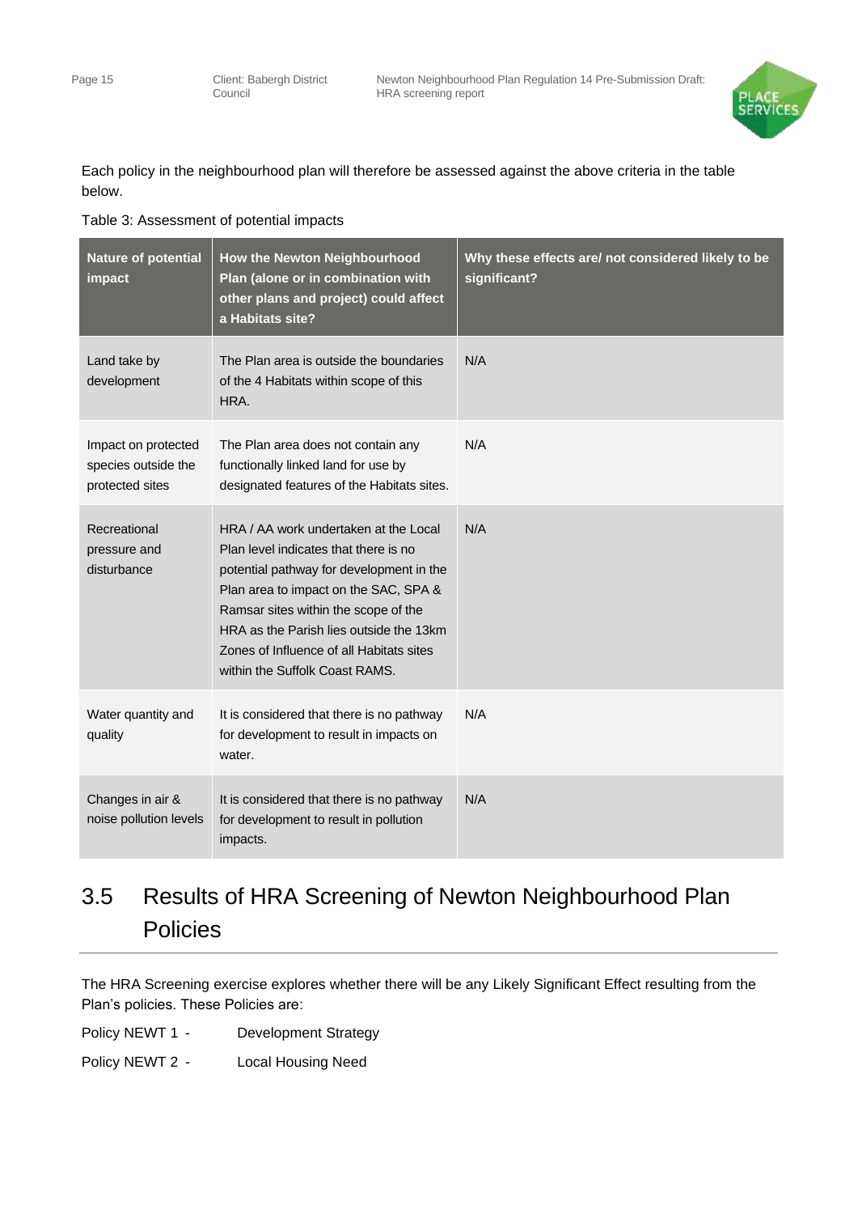Each policy in the neighbourhood plan will therefore be assessed against the above criteria in the table below.

Table 3: Assessment of potential impacts

| Nature of potential impact | How the Newton Neighbourhood Plan (alone or in combination with other plans and project) could affect a Habitats site? | Why these effects are/ not considered likely to be significant? |
|---|---|---|
| Land take by development | The Plan area is outside the boundaries of the 4 Habitats within scope of this HRA. | N/A |
| Impact on protected species outside the protected sites | The Plan area does not contain any functionally linked land for use by designated features of the Habitats sites. | N/A |
| Recreational pressure and disturbance | HRA / AA work undertaken at the Local Plan level indicates that there is no potential pathway for development in the Plan area to impact on the SAC, SPA & Ramsar sites within the scope of the HRA as the Parish lies outside the 13km Zones of Influence of all Habitats sites within the Suffolk Coast RAMS. | N/A |
| Water quantity and quality | It is considered that there is no pathway for development to result in impacts on water. | N/A |
| Changes in air & noise pollution levels | It is considered that there is no pathway for development to result in pollution impacts. | N/A |

## 3.5 Results of HRA Screening of Newton Neighbourhood Plan Policies

The HRA Screening exercise explores whether there will be any Likely Significant Effect resulting from the Plan's policies. These Policies are:

Policy NEWT 1 - Development Strategy

Policy NEWT 2 - Local Housing Need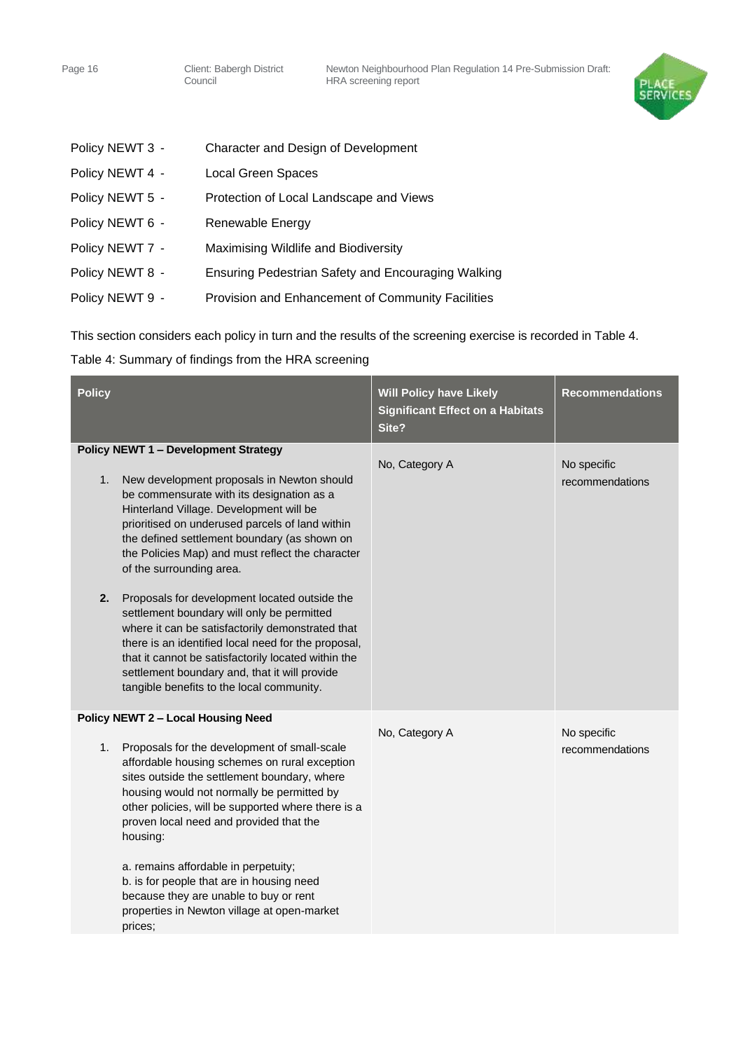Policy NEWT 3 - Character and Design of Development

Policy NEWT 4 - Local Green Spaces

Policy NEWT 5 - Protection of Local Landscape and Views

Policy NEWT 6 - Renewable Energy

Policy NEWT 7 - Maximising Wildlife and Biodiversity

Policy NEWT 8 - Ensuring Pedestrian Safety and Encouraging Walking

Policy NEWT 9 - Provision and Enhancement of Community Facilities

This section considers each policy in turn and the results of the screening exercise is recorded in Table 4.

Table 4: Summary of findings from the HRA screening

| Policy | Will Policy have Likely Significant Effect on a Habitats Site? | Recommendations |
|---|---|---|
| **Policy NEWT 1 – Development Strategy**<br><br>1. New development proposals in Newton should be commensurate with its designation as a Hinterland Village. Development will be prioritised on underused parcels of land within the defined settlement boundary (as shown on the Policies Map) and must reflect the character of the surrounding area.<br><br>2. Proposals for development located outside the settlement boundary will only be permitted where it can be satisfactorily demonstrated that there is an identified local need for the proposal, that it cannot be satisfactorily located within the settlement boundary and, that it will provide tangible benefits to the local community. | No, Category A | No specific recommendations |
| **Policy NEWT 2 – Local Housing Need**<br><br>1. Proposals for the development of small-scale affordable housing schemes on rural exception sites outside the settlement boundary, where housing would not normally be permitted by other policies, will be supported where there is a proven local need and provided that the housing:<br><br>a. remains affordable in perpetuity;<br>b. is for people that are in housing need because they are unable to buy or rent properties in Newton village at open-market prices; | No, Category A | No specific recommendations |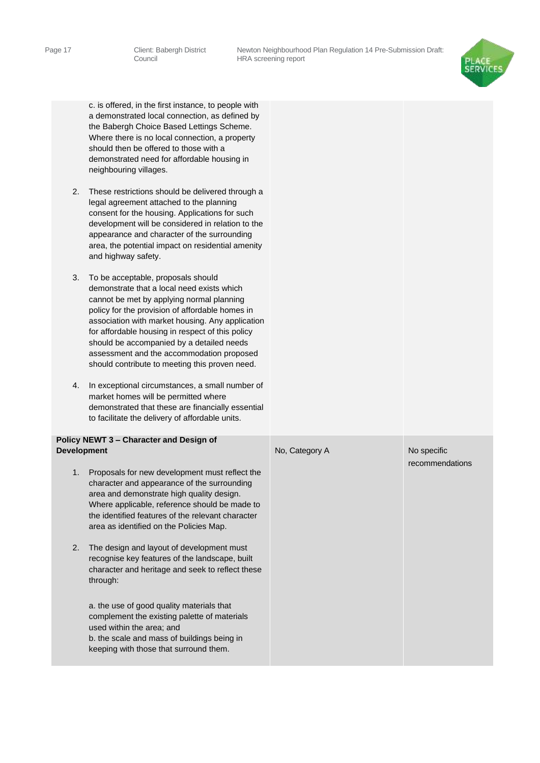| | | |
|---|---|---|
| c. is offered, in the first instance, to people with a demonstrated local connection, as defined by the Babergh Choice Based Lettings Scheme. Where there is no local connection, a property should then be offered to those with a demonstrated need for affordable housing in neighbouring villages.<br><br>2. These restrictions should be delivered through a legal agreement attached to the planning consent for the housing. Applications for such development will be considered in relation to the appearance and character of the surrounding area, the potential impact on residential amenity and highway safety.<br><br>3. To be acceptable, proposals should demonstrate that a local need exists which cannot be met by applying normal planning policy for the provision of affordable homes in association with market housing. Any application for affordable housing in respect of this policy should be accompanied by a detailed needs assessment and the accommodation proposed should contribute to meeting this proven need.<br><br>4. In exceptional circumstances, a small number of market homes will be permitted where demonstrated that these are financially essential to facilitate the delivery of affordable units. | | |
| **Policy NEWT 3 – Character and Design of Development**<br><br>1. Proposals for new development must reflect the character and appearance of the surrounding area and demonstrate high quality design. Where applicable, reference should be made to the identified features of the relevant character area as identified on the Policies Map.<br><br>2. The design and layout of development must recognise key features of the landscape, built character and heritage and seek to reflect these through:<br><br>a. the use of good quality materials that complement the existing palette of materials used within the area; and<br>b. the scale and mass of buildings being in keeping with those that surround them. | No, Category A | No specific recommendations |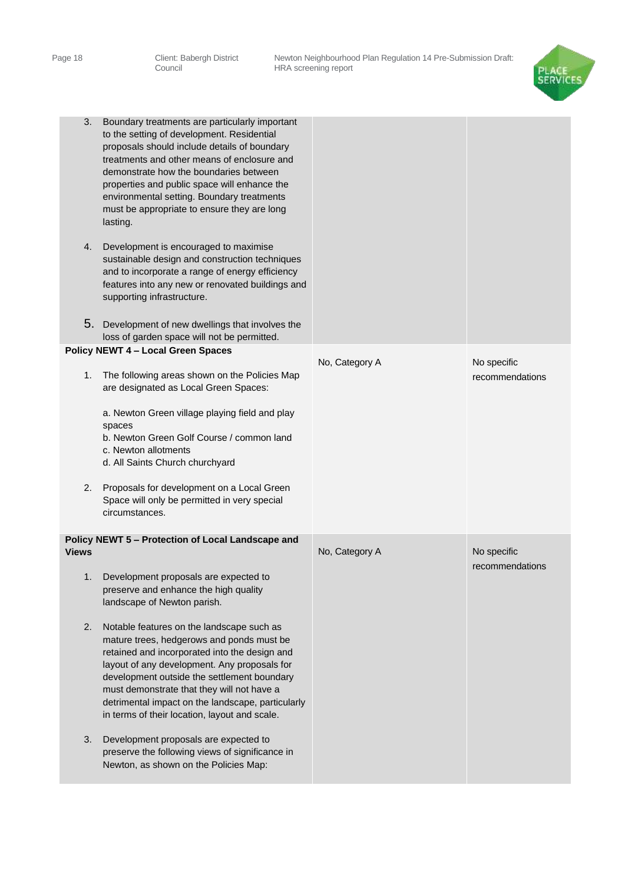| | | |
|---|---|---|
| 3. Boundary treatments are particularly important to the setting of development. Residential proposals should include details of boundary treatments and other means of enclosure and demonstrate how the boundaries between properties and public space will enhance the environmental setting. Boundary treatments must be appropriate to ensure they are long lasting.<br><br>4. Development is encouraged to maximise sustainable design and construction techniques and to incorporate a range of energy efficiency features into any new or renovated buildings and supporting infrastructure.<br><br>5. Development of new dwellings that involves the loss of garden space will not be permitted. | | |
| **Policy NEWT 4 – Local Green Spaces**<br><br>1. The following areas shown on the Policies Map are designated as Local Green Spaces:<br><br>a. Newton Green village playing field and play spaces<br>b. Newton Green Golf Course / common land<br>c. Newton allotments<br>d. All Saints Church churchyard<br><br>2. Proposals for development on a Local Green Space will only be permitted in very special circumstances. | No, Category A | No specific recommendations |
| **Policy NEWT 5 – Protection of Local Landscape and Views**<br><br>1. Development proposals are expected to preserve and enhance the high quality landscape of Newton parish.<br><br>2. Notable features on the landscape such as mature trees, hedgerows and ponds must be retained and incorporated into the design and layout of any development. Any proposals for development outside the settlement boundary must demonstrate that they will not have a detrimental impact on the landscape, particularly in terms of their location, layout and scale.<br><br>3. Development proposals are expected to preserve the following views of significance in Newton, as shown on the Policies Map: | No, Category A | No specific recommendations |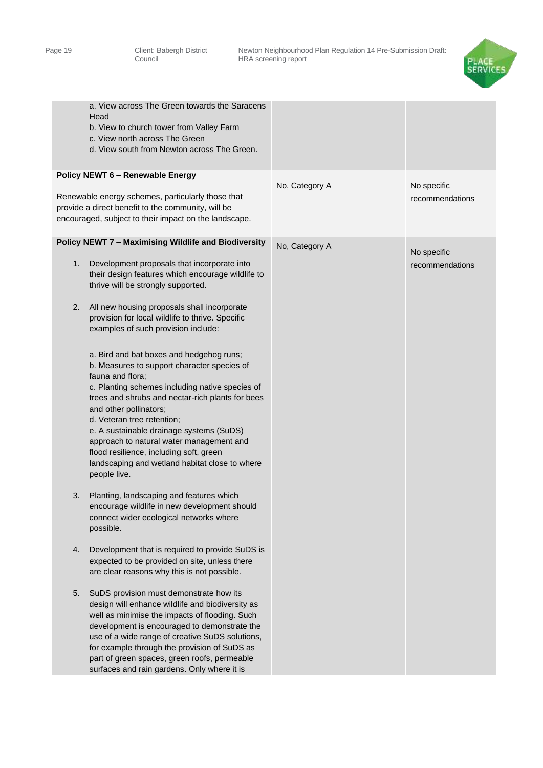| | | |
|---|---|---|
| a. View across The Green towards the Saracens Head<br>b. View to church tower from Valley Farm<br>c. View north across The Green<br>d. View south from Newton across The Green. | | |
| **Policy NEWT 6 – Renewable Energy**<br><br>Renewable energy schemes, particularly those that provide a direct benefit to the community, will be encouraged, subject to their impact on the landscape. | No, Category A | No specific recommendations |
| **Policy NEWT 7 – Maximising Wildlife and Biodiversity**<br><br>1. Development proposals that incorporate into their design features which encourage wildlife to thrive will be strongly supported.<br><br>2. All new housing proposals shall incorporate provision for local wildlife to thrive. Specific examples of such provision include:<br><br>a. Bird and bat boxes and hedgehog runs;<br>b. Measures to support character species of fauna and flora;<br>c. Planting schemes including native species of trees and shrubs and nectar-rich plants for bees and other pollinators;<br>d. Veteran tree retention;<br>e. A sustainable drainage systems (SuDS) approach to natural water management and flood resilience, including soft, green landscaping and wetland habitat close to where people live.<br><br>3. Planting, landscaping and features which encourage wildlife in new development should connect wider ecological networks where possible.<br><br>4. Development that is required to provide SuDS is expected to be provided on site, unless there are clear reasons why this is not possible.<br><br>5. SuDS provision must demonstrate how its design will enhance wildlife and biodiversity as well as minimise the impacts of flooding. Such development is encouraged to demonstrate the use of a wide range of creative SuDS solutions, for example through the provision of SuDS as part of green spaces, green roofs, permeable surfaces and rain gardens. Only where it is | No, Category A | No specific recommendations |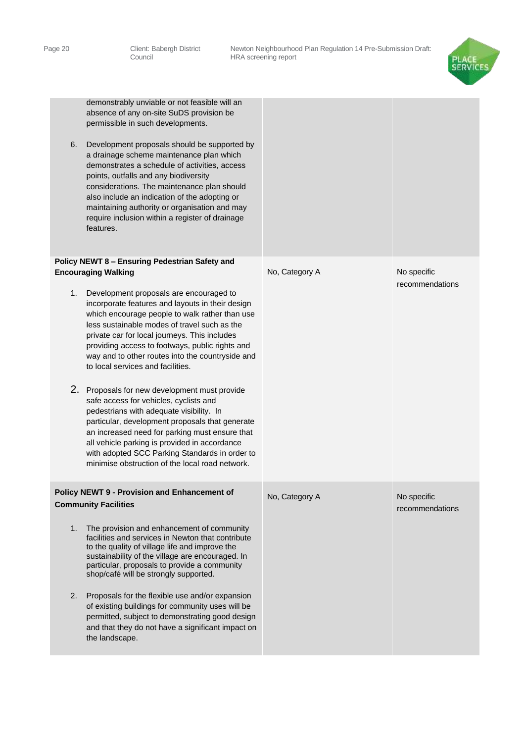| | | |
|---|---|---|
| demonstrably unviable or not feasible will an absence of any on-site SuDS provision be permissible in such developments.<br><br>6. Development proposals should be supported by a drainage scheme maintenance plan which demonstrates a schedule of activities, access points, outfalls and any biodiversity considerations. The maintenance plan should also include an indication of the adopting or maintaining authority or organisation and may require inclusion within a register of drainage features. | | |
| **Policy NEWT 8 – Ensuring Pedestrian Safety and Encouraging Walking**<br><br>1. Development proposals are encouraged to incorporate features and layouts in their design which encourage people to walk rather than use less sustainable modes of travel such as the private car for local journeys. This includes providing access to footways, public rights and way and to other routes into the countryside and to local services and facilities.<br><br>2. Proposals for new development must provide safe access for vehicles, cyclists and pedestrians with adequate visibility. In particular, development proposals that generate an increased need for parking must ensure that all vehicle parking is provided in accordance with adopted SCC Parking Standards in order to minimise obstruction of the local road network. | No, Category A | No specific recommendations |
| **Policy NEWT 9 - Provision and Enhancement of Community Facilities**<br><br>1. The provision and enhancement of community facilities and services in Newton that contribute to the quality of village life and improve the sustainability of the village are encouraged. In particular, proposals to provide a community shop/café will be strongly supported.<br><br>2. Proposals for the flexible use and/or expansion of existing buildings for community uses will be permitted, subject to demonstrating good design and that they do not have a significant impact on the landscape. | No, Category A | No specific recommendations |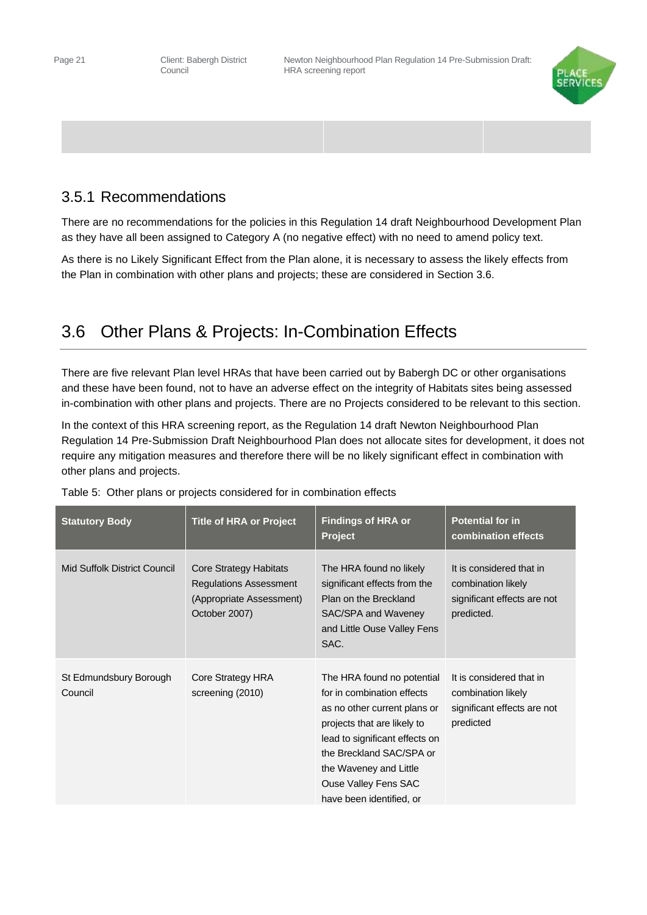### 3.5.1 Recommendations

There are no recommendations for the policies in this Regulation 14 draft Neighbourhood Development Plan as they have all been assigned to Category A (no negative effect) with no need to amend policy text.

As there is no Likely Significant Effect from the Plan alone, it is necessary to assess the likely effects from the Plan in combination with other plans and projects; these are considered in Section 3.6.

## 3.6 Other Plans & Projects: In-Combination Effects

There are five relevant Plan level HRAs that have been carried out by Babergh DC or other organisations and these have been found, not to have an adverse effect on the integrity of Habitats sites being assessed in-combination with other plans and projects. There are no Projects considered to be relevant to this section.

In the context of this HRA screening report, as the Regulation 14 draft Newton Neighbourhood Plan Regulation 14 Pre-Submission Draft Neighbourhood Plan does not allocate sites for development, it does not require any mitigation measures and therefore there will be no likely significant effect in combination with other plans and projects.

Table 5: Other plans or projects considered for in combination effects

| Statutory Body | Title of HRA or Project | Findings of HRA or Project | Potential for in combination effects |
|---|---|---|---|
| Mid Suffolk District Council | Core Strategy Habitats Regulations Assessment (Appropriate Assessment) October 2007) | The HRA found no likely significant effects from the Plan on the Breckland SAC/SPA and Waveney and Little Ouse Valley Fens SAC. | It is considered that in combination likely significant effects are not predicted. |
| St Edmundsbury Borough Council | Core Strategy HRA screening (2010) | The HRA found no potential for in combination effects as no other current plans or projects that are likely to lead to significant effects on the Breckland SAC/SPA or the Waveney and Little Ouse Valley Fens SAC have been identified, or | It is considered that in combination likely significant effects are not predicted |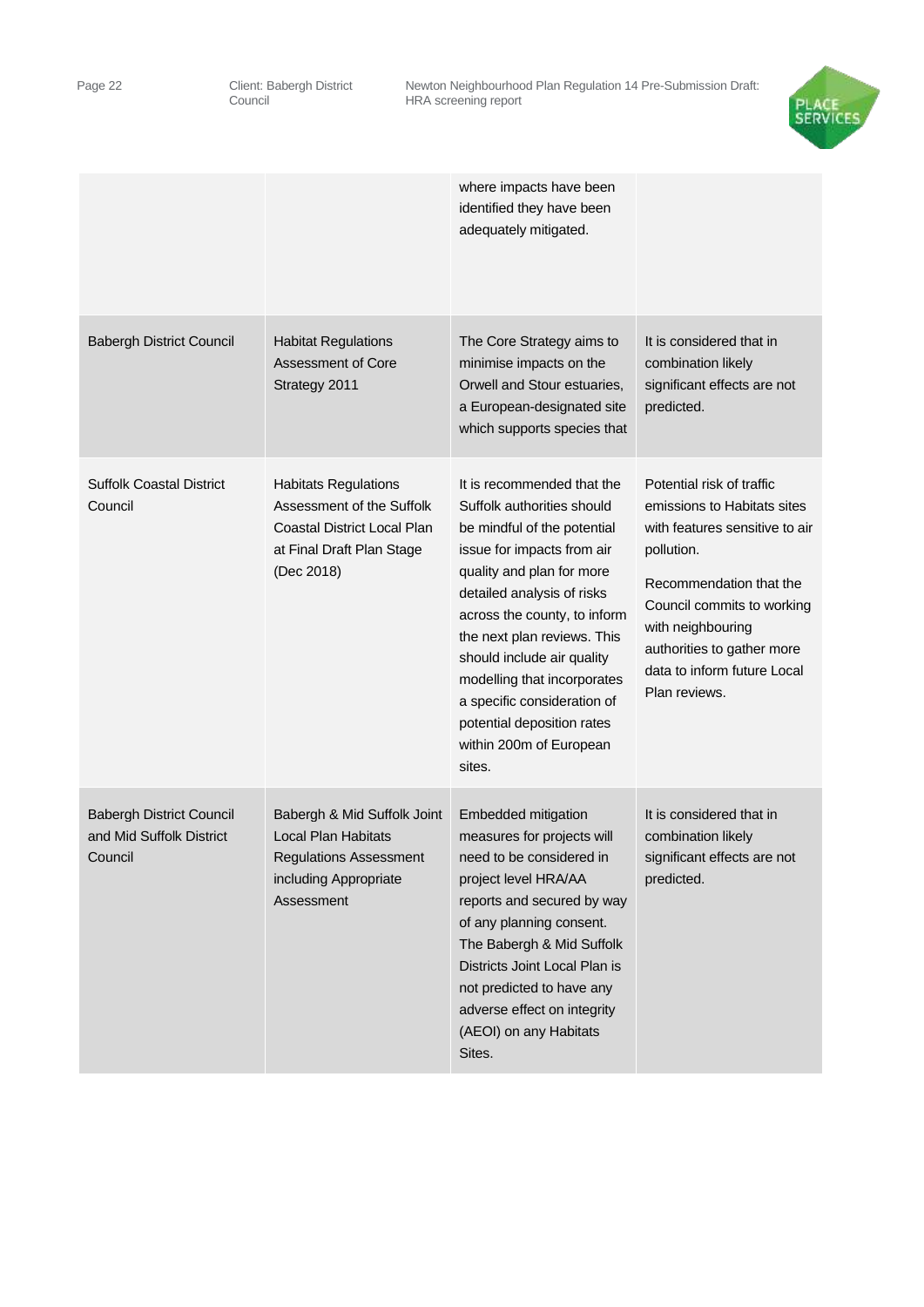| | | where impacts have been identified they have been adequately mitigated. | |
|---|---|---|---|
| Babergh District Council | Habitat Regulations Assessment of Core Strategy 2011 | The Core Strategy aims to minimise impacts on the Orwell and Stour estuaries, a European-designated site which supports species that | It is considered that in combination likely significant effects are not predicted. |
| Suffolk Coastal District Council | Habitats Regulations Assessment of the Suffolk Coastal District Local Plan at Final Draft Plan Stage (Dec 2018) | It is recommended that the Suffolk authorities should be mindful of the potential issue for impacts from air quality and plan for more detailed analysis of risks across the county, to inform the next plan reviews. This should include air quality modelling that incorporates a specific consideration of potential deposition rates within 200m of European sites. | Potential risk of traffic emissions to Habitats sites with features sensitive to air pollution.<br><br>Recommendation that the Council commits to working with neighbouring authorities to gather more data to inform future Local Plan reviews. |
| Babergh District Council and Mid Suffolk District Council | Babergh & Mid Suffolk Joint Local Plan Habitats Regulations Assessment including Appropriate Assessment | Embedded mitigation measures for projects will need to be considered in project level HRA/AA reports and secured by way of any planning consent. The Babergh & Mid Suffolk Districts Joint Local Plan is not predicted to have any adverse effect on integrity (AEOI) on any Habitats Sites. | It is considered that in combination likely significant effects are not predicted. |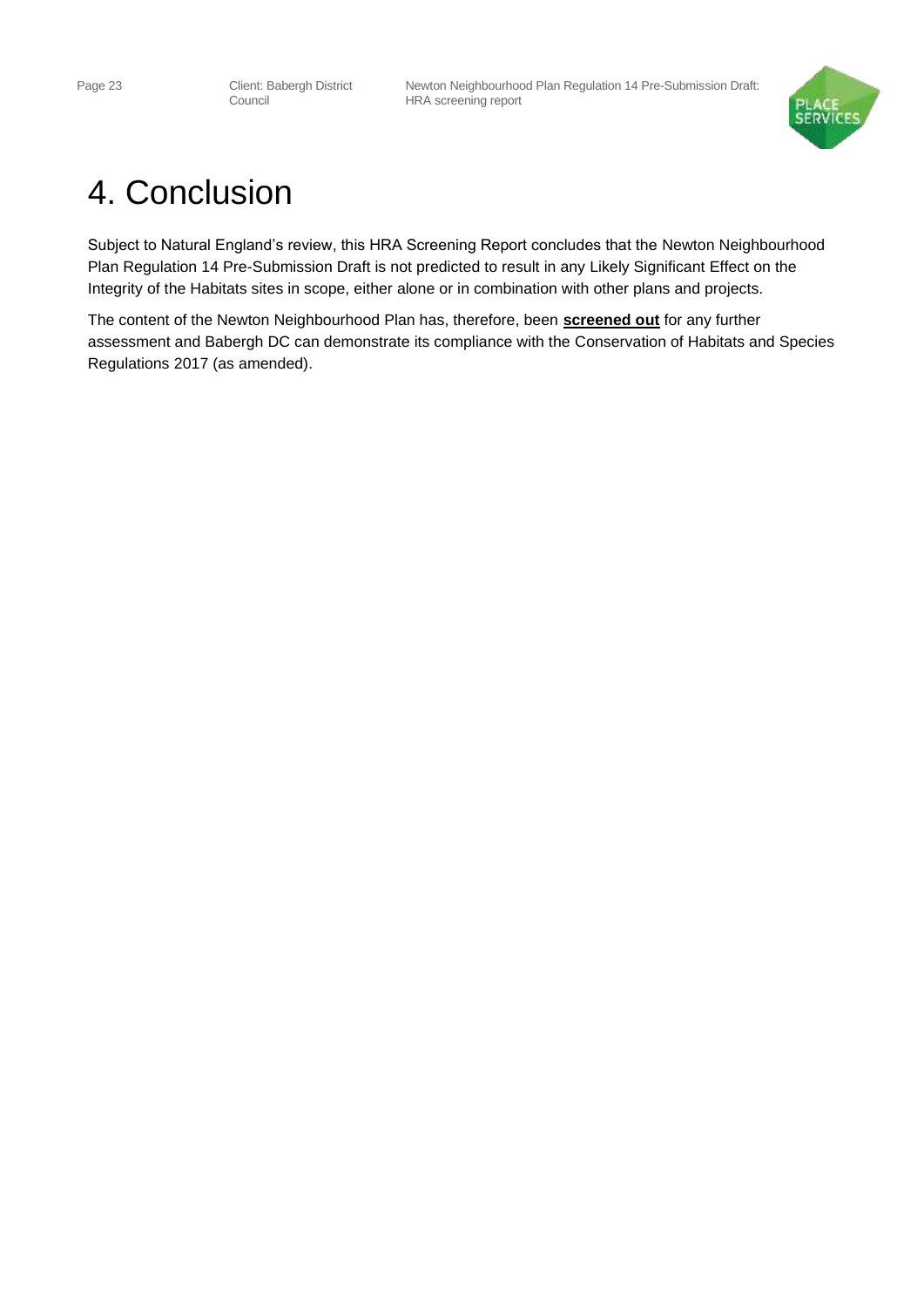# 4. Conclusion

Subject to Natural England's review, this HRA Screening Report concludes that the Newton Neighbourhood Plan Regulation 14 Pre-Submission Draft is not predicted to result in any Likely Significant Effect on the Integrity of the Habitats sites in scope, either alone or in combination with other plans and projects.

The content of the Newton Neighbourhood Plan has, therefore, been **screened out** for any further assessment and Babergh DC can demonstrate its compliance with the Conservation of Habitats and Species Regulations 2017 (as amended).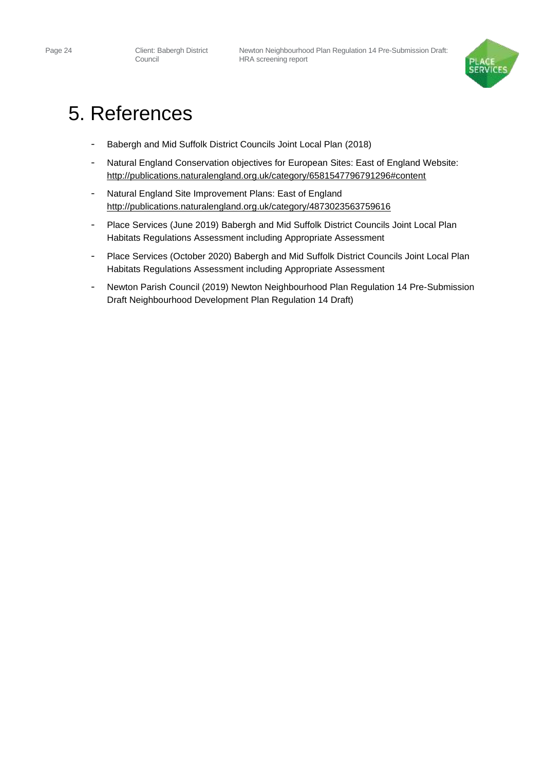# 5. References

- Babergh and Mid Suffolk District Councils Joint Local Plan (2018)
- Natural England Conservation objectives for European Sites: East of England Website: http://publications.naturalengland.org.uk/category/6581547796791296#content
- Natural England Site Improvement Plans: East of England http://publications.naturalengland.org.uk/category/4873023563759616
- Place Services (June 2019) Babergh and Mid Suffolk District Councils Joint Local Plan Habitats Regulations Assessment including Appropriate Assessment
- Place Services (October 2020) Babergh and Mid Suffolk District Councils Joint Local Plan Habitats Regulations Assessment including Appropriate Assessment
- Newton Parish Council (2019) Newton Neighbourhood Plan Regulation 14 Pre-Submission Draft Neighbourhood Development Plan Regulation 14 Draft)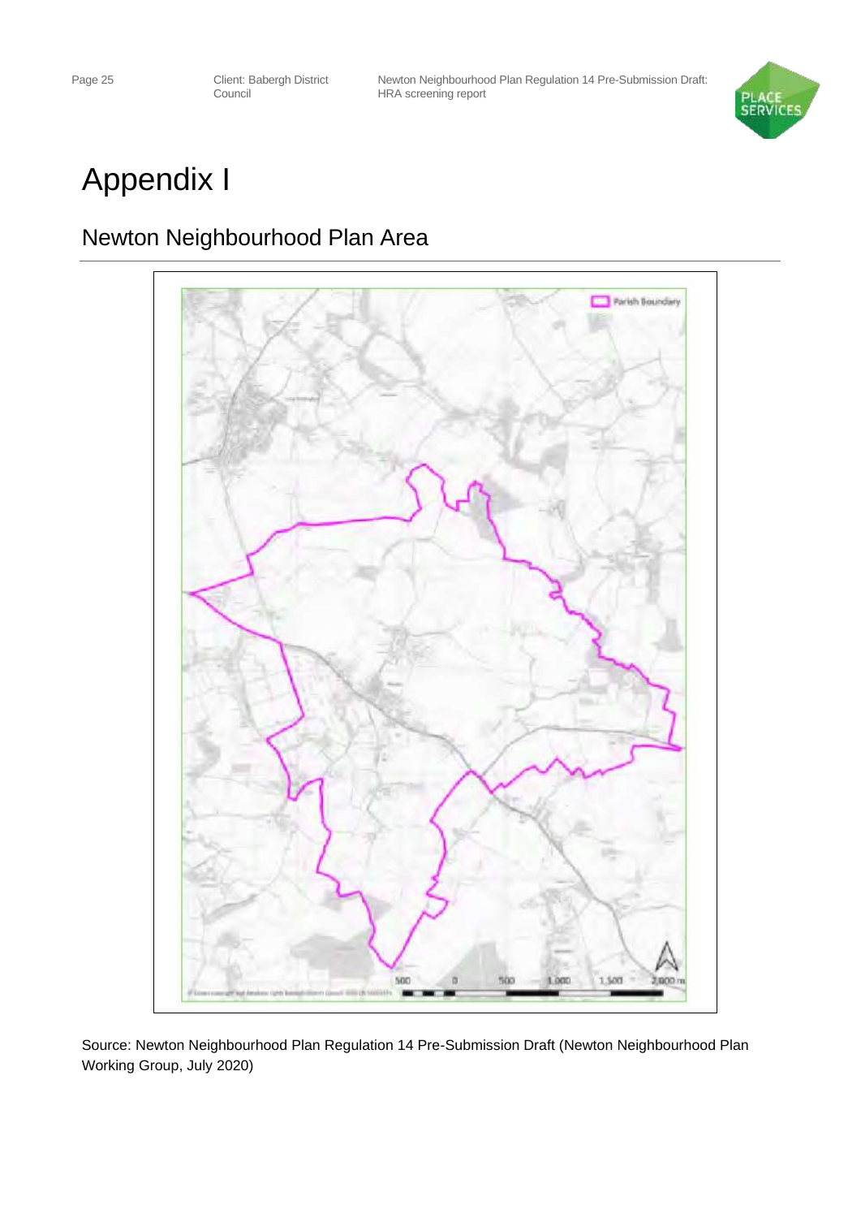# Appendix I

## Newton Neighbourhood Plan Area

Source: Newton Neighbourhood Plan Regulation 14 Pre-Submission Draft (Newton Neighbourhood Plan Working Group, July 2020)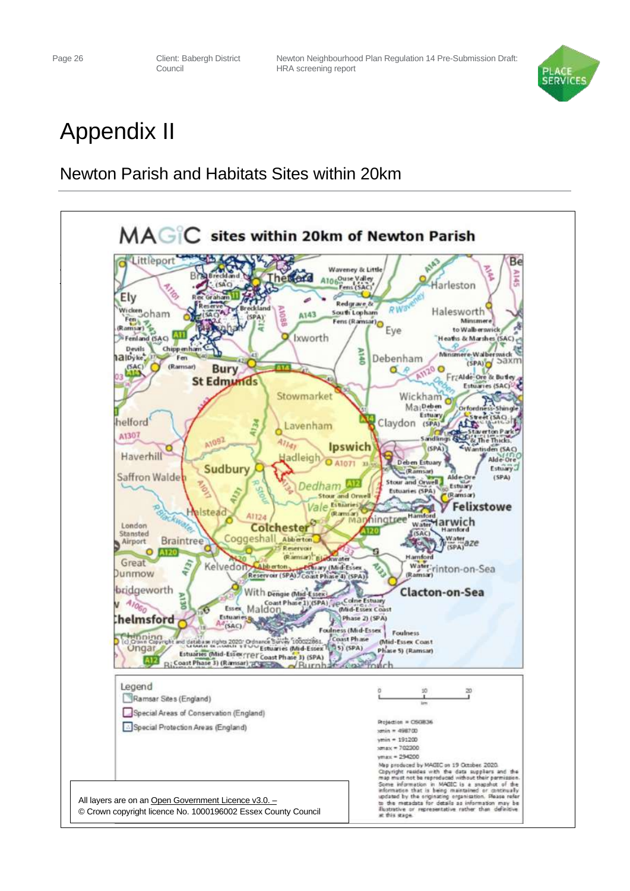# Appendix II

## Newton Parish and Habitats Sites within 20km

MAGIC sites within 20km of Newton Parish

Legend

- Ramsar Sites (England)
- Special Areas of Conservation (England)
- Special Protection Areas (England)

0 10 20 km

Projection = OSGB36
xmin = 498700
ymin = 191200
xmax = 702300
ymax = 294200

Map produced by MAGIC on 19 October 2020. Copyright resides with the data suppliers and the map must not be reproduced without their permission. Some information in MAGIC is a snapshot of the information that is being maintained or continually updated by the originating organisation. Please refer to the metadata for details as information may be illustrative or representative rather than definitive at this stage.

(c) Crown Copyright and database rights 2020. Ordnance Survey 100022861.

All layers are on an Open Government Licence v3.0. –
© Crown copyright licence No. 1000196002 Essex County Council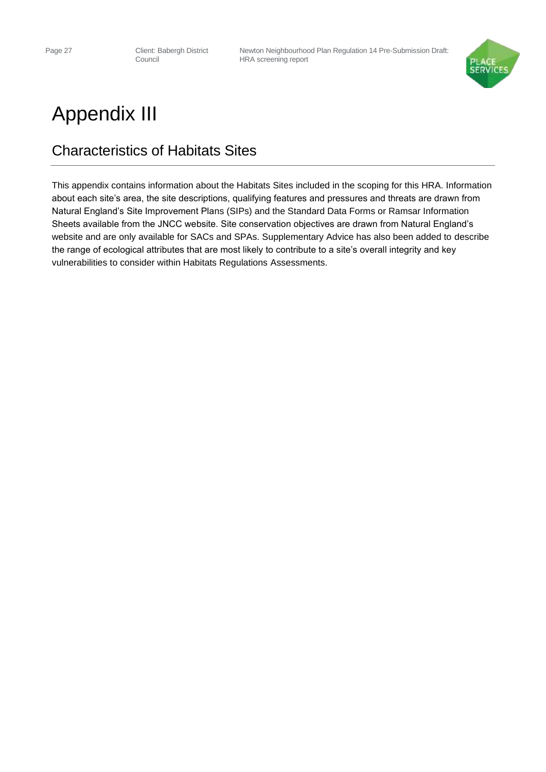# Appendix III

## Characteristics of Habitats Sites

This appendix contains information about the Habitats Sites included in the scoping for this HRA. Information about each site's area, the site descriptions, qualifying features and pressures and threats are drawn from Natural England's Site Improvement Plans (SIPs) and the Standard Data Forms or Ramsar Information Sheets available from the JNCC website. Site conservation objectives are drawn from Natural England's website and are only available for SACs and SPAs. Supplementary Advice has also been added to describe the range of ecological attributes that are most likely to contribute to a site's overall integrity and key vulnerabilities to consider within Habitats Regulations Assessments.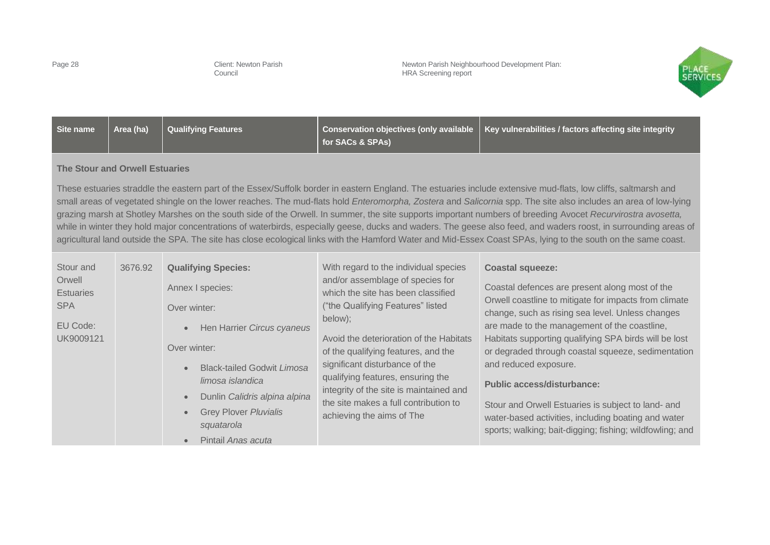| Site name | Area (ha) | Qualifying Features | Conservation objectives (only available for SACs & SPAs) | Key vulnerabilities / factors affecting site integrity |
|---|---|---|---|---|
| **The Stour and Orwell Estuaries** | | | | |
| These estuaries straddle the eastern part of the Essex/Suffolk border in eastern England. The estuaries include extensive mud-flats, low cliffs, saltmarsh and small areas of vegetated shingle on the lower reaches. The mud-flats hold *Enteromorpha, Zostera* and *Salicornia* spp. The site also includes an area of low-lying grazing marsh at Shotley Marshes on the south side of the Orwell. In summer, the site supports important numbers of breeding Avocet *Recurvirostra avosetta,* while in winter they hold major concentrations of waterbirds, especially geese, ducks and waders. The geese also feed, and waders roost, in surrounding areas of agricultural land outside the SPA. The site has close ecological links with the Hamford Water and Mid-Essex Coast SPAs, lying to the south on the same coast. | | | | |
| Stour and Orwell Estuaries SPA<br><br>EU Code: UK9009121 | 3676.92 | **Qualifying Species:**<br><br>Annex I species:<br><br>Over winter:<br>• Hen Harrier *Circus cyaneus*<br><br>Over winter:<br>• Black-tailed Godwit *Limosa limosa islandica*<br>• Dunlin *Calidris alpina alpina*<br>• Grey Plover *Pluvialis squatarola*<br>• Pintail *Anas acuta* | With regard to the individual species and/or assemblage of species for which the site has been classified ("the Qualifying Features" listed below);<br><br>Avoid the deterioration of the Habitats of the qualifying features, and the significant disturbance of the qualifying features, ensuring the integrity of the site is maintained and the site makes a full contribution to achieving the aims of The | **Coastal squeeze:**<br><br>Coastal defences are present along most of the Orwell coastline to mitigate for impacts from climate change, such as rising sea level. Unless changes are made to the management of the coastline, Habitats supporting qualifying SPA birds will be lost or degraded through coastal squeeze, sedimentation and reduced exposure.<br><br>**Public access/disturbance:**<br><br>Stour and Orwell Estuaries is subject to land- and water-based activities, including boating and water sports; walking; bait-digging; fishing; wildfowling; and |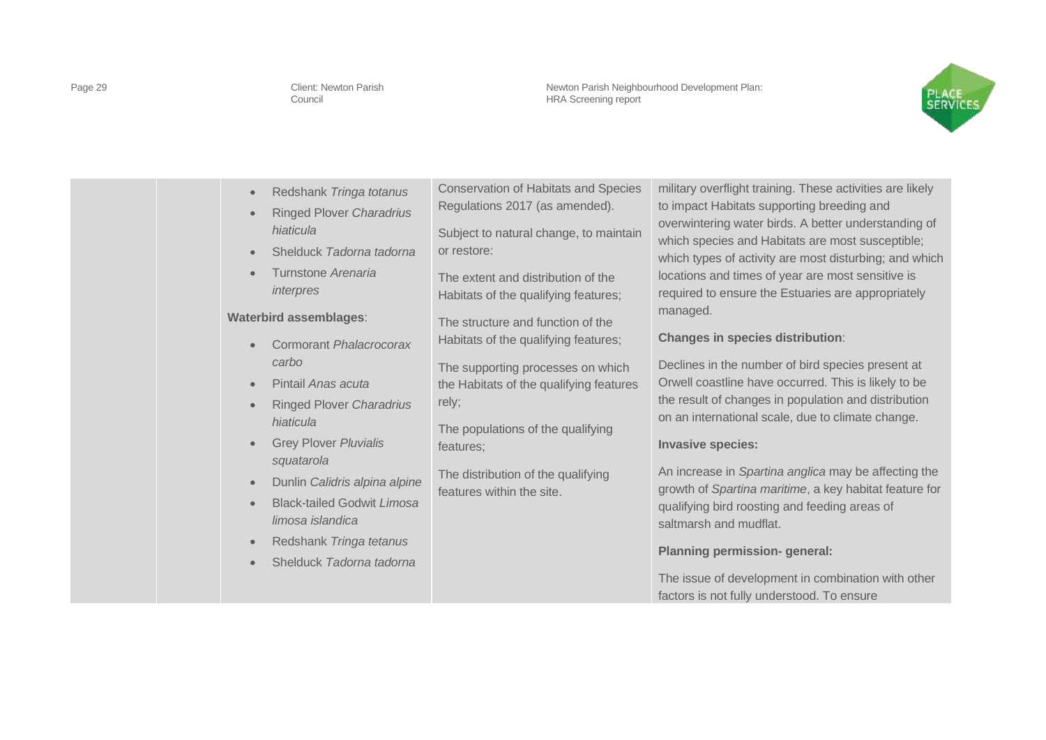|  |  | • Redshank *Tringa totanus*<br>• Ringed Plover *Charadrius hiaticula*<br>• Shelduck *Tadorna tadorna*<br>• Turnstone *Arenaria interpres*<br><br>**Waterbird assemblages**:<br>• Cormorant *Phalacrocorax carbo*<br>• Pintail *Anas acuta*<br>• Ringed Plover *Charadrius hiaticula*<br>• Grey Plover *Pluvialis squatarola*<br>• Dunlin *Calidris alpina alpine*<br>• Black-tailed Godwit *Limosa limosa islandica*<br>• Redshank *Tringa tetanus*<br>• Shelduck *Tadorna tadorna* | Conservation of Habitats and Species Regulations 2017 (as amended).<br><br>Subject to natural change, to maintain or restore:<br><br>The extent and distribution of the Habitats of the qualifying features;<br><br>The structure and function of the Habitats of the qualifying features;<br><br>The supporting processes on which the Habitats of the qualifying features rely;<br><br>The populations of the qualifying features;<br><br>The distribution of the qualifying features within the site. | military overflight training. These activities are likely to impact Habitats supporting breeding and overwintering water birds. A better understanding of which species and Habitats are most susceptible; which types of activity are most disturbing; and which locations and times of year are most sensitive is required to ensure the Estuaries are appropriately managed.<br><br>**Changes in species distribution**:<br><br>Declines in the number of bird species present at Orwell coastline have occurred. This is likely to be the result of changes in population and distribution on an international scale, due to climate change.<br><br>**Invasive species:**<br><br>An increase in *Spartina anglica* may be affecting the growth of *Spartina maritime*, a key habitat feature for qualifying bird roosting and feeding areas of saltmarsh and mudflat.<br><br>**Planning permission- general:**<br><br>The issue of development in combination with other factors is not fully understood. To ensure |
|---|---|---|---|---|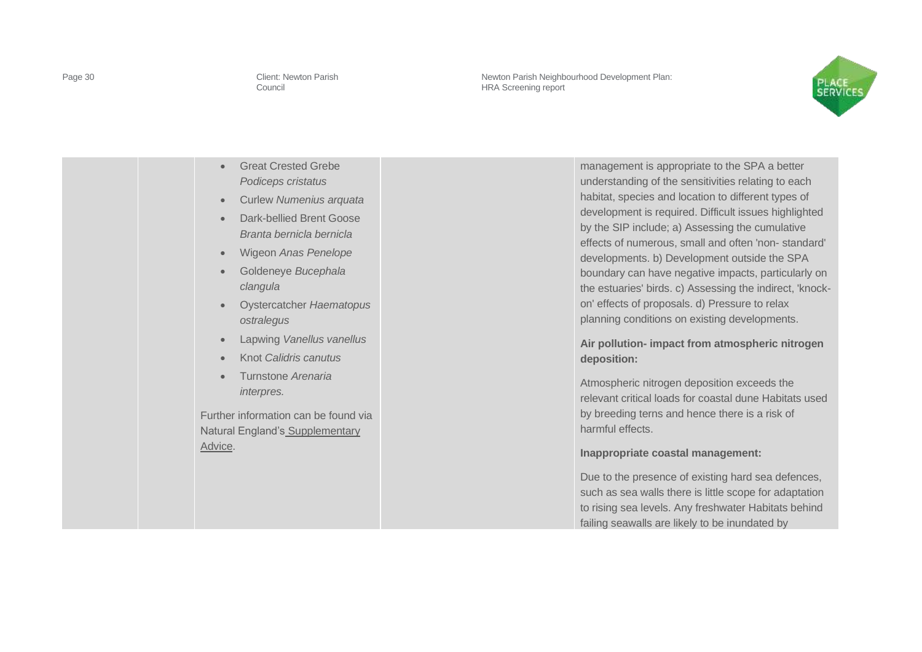| | | • Great Crested Grebe *Podiceps cristatus*<br>• Curlew *Numenius arquata*<br>• Dark-bellied Brent Goose *Branta bernicla bernicla*<br>• Wigeon *Anas Penelope*<br>• Goldeneye *Bucephala clangula*<br>• Oystercatcher *Haematopus ostralegus*<br>• Lapwing *Vanellus vanellus*<br>• Knot *Calidris canutus*<br>• Turnstone *Arenaria interpres.*<br><br>Further information can be found via Natural England's Supplementary Advice. | | management is appropriate to the SPA a better understanding of the sensitivities relating to each habitat, species and location to different types of development is required. Difficult issues highlighted by the SIP include; a) Assessing the cumulative effects of numerous, small and often 'non- standard' developments. b) Development outside the SPA boundary can have negative impacts, particularly on the estuaries' birds. c) Assessing the indirect, 'knock-on' effects of proposals. d) Pressure to relax planning conditions on existing developments.<br><br>**Air pollution- impact from atmospheric nitrogen deposition:**<br><br>Atmospheric nitrogen deposition exceeds the relevant critical loads for coastal dune Habitats used by breeding terns and hence there is a risk of harmful effects.<br><br>**Inappropriate coastal management:**<br><br>Due to the presence of existing hard sea defences, such as sea walls there is little scope for adaptation to rising sea levels. Any freshwater Habitats behind failing seawalls are likely to be inundated by |
|---|---|---|---|---|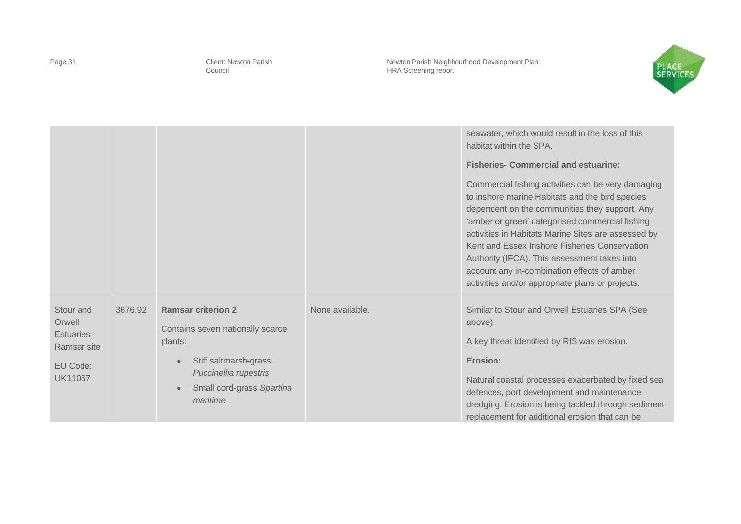|  |  |  |  | seawater, which would result in the loss of this habitat within the SPA.<br><br>**Fisheries- Commercial and estuarine:**<br><br>Commercial fishing activities can be very damaging to inshore marine Habitats and the bird species dependent on the communities they support. Any 'amber or green' categorised commercial fishing activities in Habitats Marine Sites are assessed by Kent and Essex Inshore Fisheries Conservation Authority (IFCA). This assessment takes into account any in-combination effects of amber activities and/or appropriate plans or projects. |
|---|---|---|---|---|
| Stour and Orwell Estuaries Ramsar site<br><br>EU Code: UK11067 | 3676.92 | **Ramsar criterion 2**<br><br>Contains seven nationally scarce plants:<br><br>• Stiff saltmarsh-grass *Puccinellia rupestris*<br>• Small cord-grass *Spartina maritime* | None available. | Similar to Stour and Orwell Estuaries SPA (See above).<br><br>A key threat identified by RIS was erosion.<br><br>**Erosion:**<br><br>Natural coastal processes exacerbated by fixed sea defences, port development and maintenance dredging. Erosion is being tackled through sediment replacement for additional erosion that can be |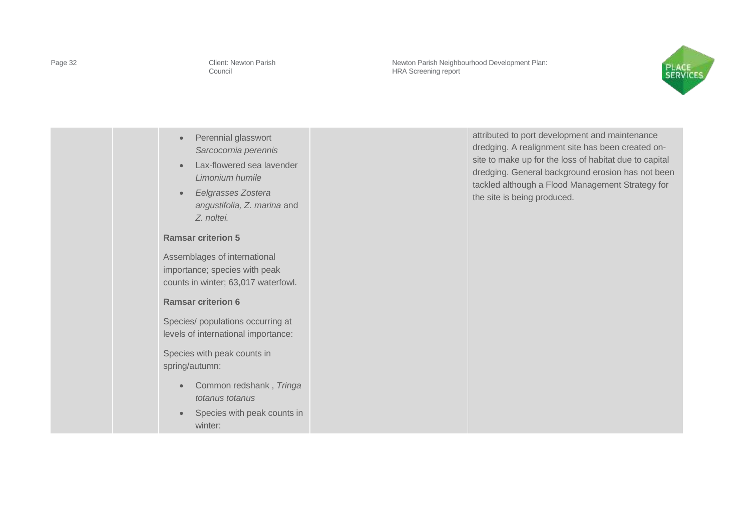|  |  | • Perennial glasswort *Sarcocornia perennis*<br>• Lax-flowered sea lavender *Limonium humile*<br>• *Eelgrasses Zostera angustifolia, Z. marina* and *Z. noltei.*<br><br>**Ramsar criterion 5**<br><br>Assemblages of international importance; species with peak counts in winter; 63,017 waterfowl.<br><br>**Ramsar criterion 6**<br><br>Species/ populations occurring at levels of international importance:<br><br>Species with peak counts in spring/autumn:<br><br>• Common redshank , *Tringa totanus totanus*<br>• Species with peak counts in winter: |  | attributed to port development and maintenance dredging. A realignment site has been created on-site to make up for the loss of habitat due to capital dredging. General background erosion has not been tackled although a Flood Management Strategy for the site is being produced. |
|---|---|---|---|---|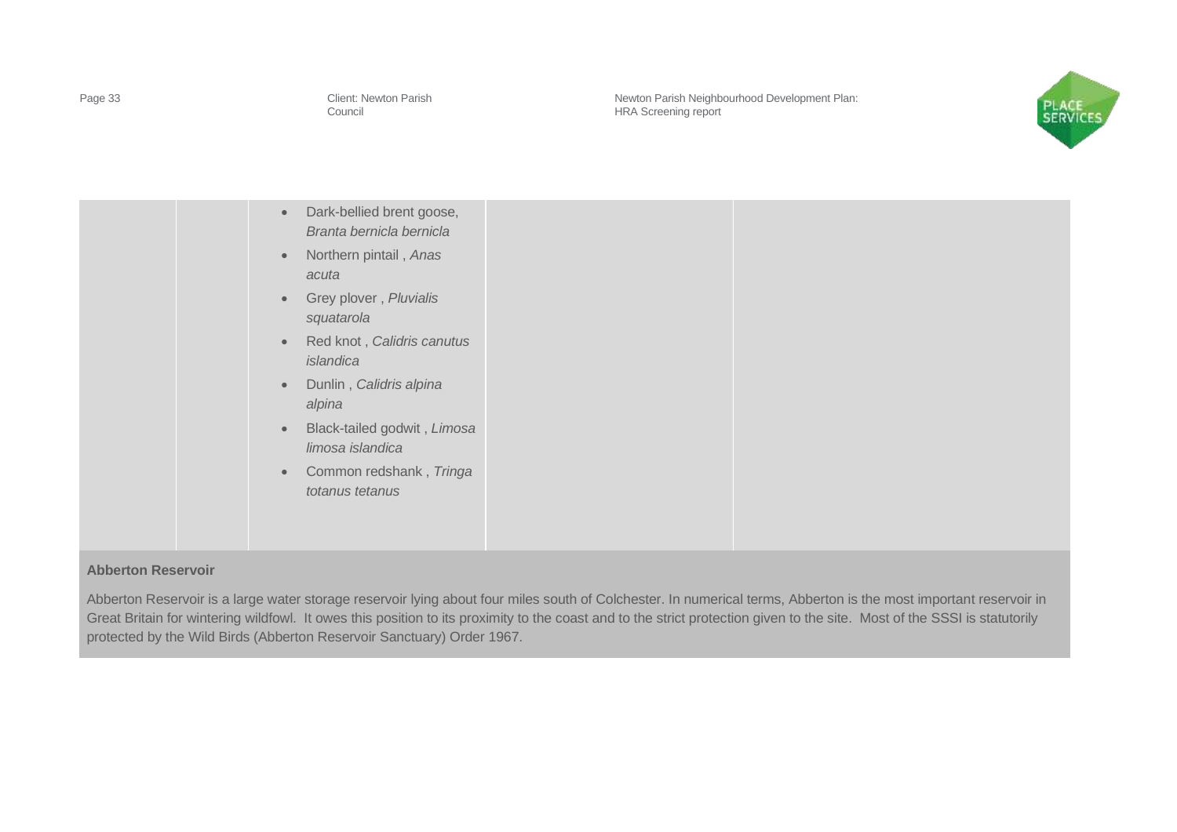| | | | | |
|---|---|---|---|---|
| | | • Dark-bellied brent goose, *Branta bernicla bernicla*<br>• Northern pintail , *Anas acuta*<br>• Grey plover , *Pluvialis squatarola*<br>• Red knot , *Calidris canutus islandica*<br>• Dunlin , *Calidris alpina alpina*<br>• Black-tailed godwit , *Limosa limosa islandica*<br>• Common redshank , *Tringa totanus tetanus* | | |

**Abberton Reservoir**

Abberton Reservoir is a large water storage reservoir lying about four miles south of Colchester. In numerical terms, Abberton is the most important reservoir in Great Britain for wintering wildfowl. It owes this position to its proximity to the coast and to the strict protection given to the site. Most of the SSSI is statutorily protected by the Wild Birds (Abberton Reservoir Sanctuary) Order 1967.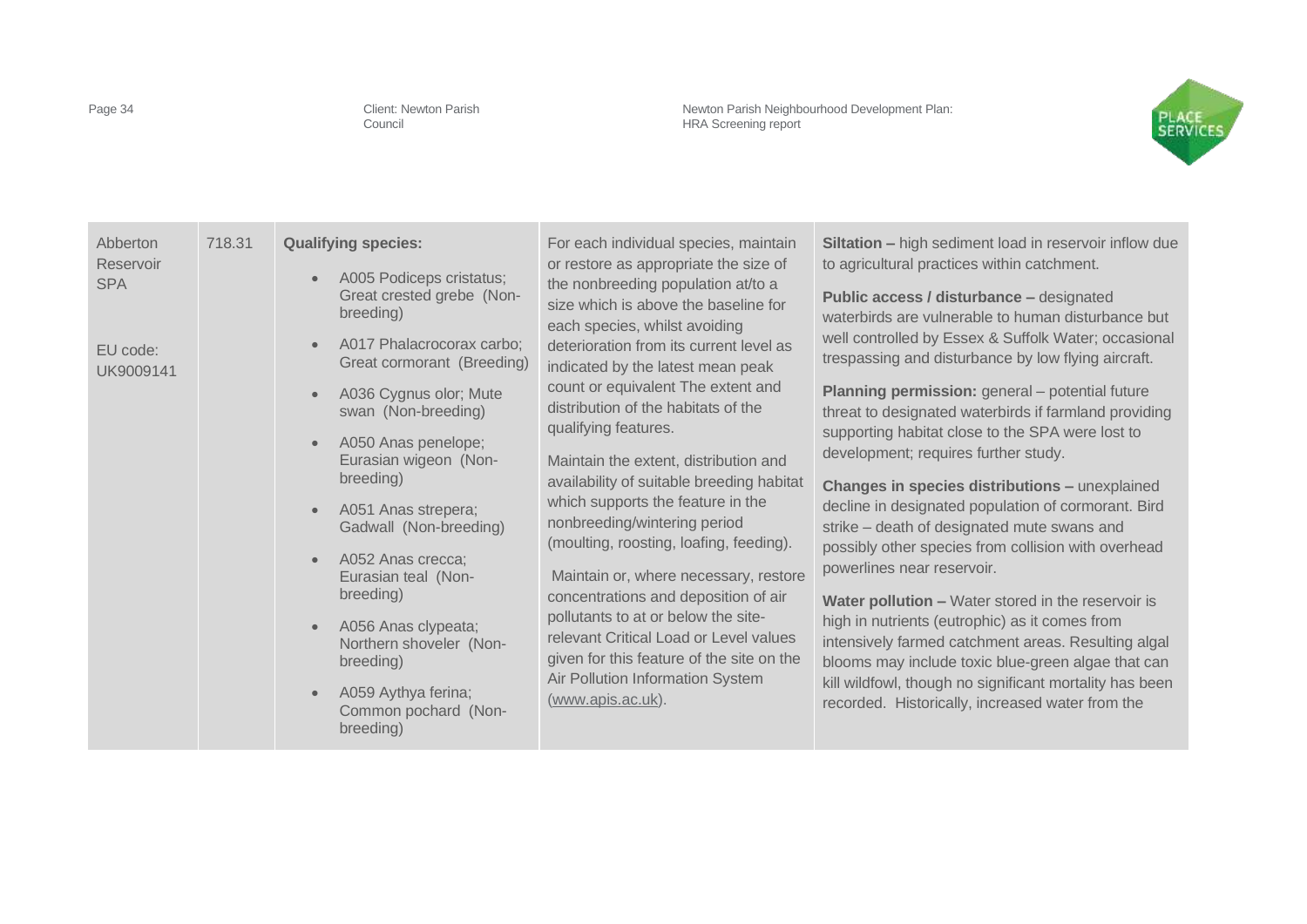| Abberton Reservoir SPA<br><br>EU code: UK9009141 | 718.31 | **Qualifying species:**<br><ul><li>A005 Podiceps cristatus; Great crested grebe (Non-breeding)</li><li>A017 Phalacrocorax carbo; Great cormorant (Breeding)</li><li>A036 Cygnus olor; Mute swan (Non-breeding)</li><li>A050 Anas penelope; Eurasian wigeon (Non-breeding)</li><li>A051 Anas strepera; Gadwall (Non-breeding)</li><li>A052 Anas crecca; Eurasian teal (Non-breeding)</li><li>A056 Anas clypeata; Northern shoveler (Non-breeding)</li><li>A059 Aythya ferina; Common pochard (Non-breeding)</li></ul> | For each individual species, maintain or restore as appropriate the size of the nonbreeding population at/to a size which is above the baseline for each species, whilst avoiding deterioration from its current level as indicated by the latest mean peak count or equivalent The extent and distribution of the habitats of the qualifying features.<br><br>Maintain the extent, distribution and availability of suitable breeding habitat which supports the feature in the nonbreeding/wintering period (moulting, roosting, loafing, feeding).<br><br>Maintain or, where necessary, restore concentrations and deposition of air pollutants to at or below the site-relevant Critical Load or Level values given for this feature of the site on the Air Pollution Information System (www.apis.ac.uk). | **Siltation –** high sediment load in reservoir inflow due to agricultural practices within catchment.<br><br>**Public access / disturbance –** designated waterbirds are vulnerable to human disturbance but well controlled by Essex & Suffolk Water; occasional trespassing and disturbance by low flying aircraft.<br><br>**Planning permission:** general – potential future threat to designated waterbirds if farmland providing supporting habitat close to the SPA were lost to development; requires further study.<br><br>**Changes in species distributions –** unexplained decline in designated population of cormorant. Bird strike – death of designated mute swans and possibly other species from collision with overhead powerlines near reservoir.<br><br>**Water pollution –** Water stored in the reservoir is high in nutrients (eutrophic) as it comes from intensively farmed catchment areas. Resulting algal blooms may include toxic blue-green algae that can kill wildfowl, though no significant mortality has been recorded. Historically, increased water from the |
|---|---|---|---|---|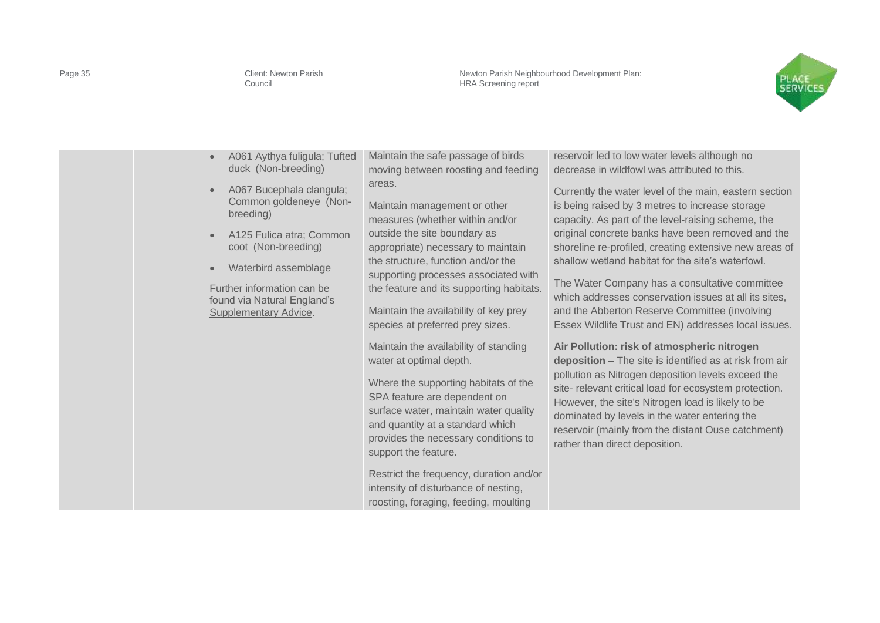| | | | | |
|---|---|---|---|---|
| | | • A061 Aythya fuligula; Tufted duck (Non-breeding)<br>• A067 Bucephala clangula; Common goldeneye (Non-breeding)<br>• A125 Fulica atra; Common coot (Non-breeding)<br>• Waterbird assemblage<br><br>Further information can be found via Natural England's Supplementary Advice. | Maintain the safe passage of birds moving between roosting and feeding areas.<br><br>Maintain management or other measures (whether within and/or outside the site boundary as appropriate) necessary to maintain the structure, function and/or the supporting processes associated with the feature and its supporting habitats.<br><br>Maintain the availability of key prey species at preferred prey sizes.<br><br>Maintain the availability of standing water at optimal depth.<br><br>Where the supporting habitats of the SPA feature are dependent on surface water, maintain water quality and quantity at a standard which provides the necessary conditions to support the feature.<br><br>Restrict the frequency, duration and/or intensity of disturbance of nesting, roosting, foraging, feeding, moulting | reservoir led to low water levels although no decrease in wildfowl was attributed to this.<br><br>Currently the water level of the main, eastern section is being raised by 3 metres to increase storage capacity. As part of the level-raising scheme, the original concrete banks have been removed and the shoreline re-profiled, creating extensive new areas of shallow wetland habitat for the site's waterfowl.<br><br>The Water Company has a consultative committee which addresses conservation issues at all its sites, and the Abberton Reserve Committee (involving Essex Wildlife Trust and EN) addresses local issues.<br><br>**Air Pollution: risk of atmospheric nitrogen deposition –** The site is identified as at risk from air pollution as Nitrogen deposition levels exceed the site- relevant critical load for ecosystem protection. However, the site's Nitrogen load is likely to be dominated by levels in the water entering the reservoir (mainly from the distant Ouse catchment) rather than direct deposition. |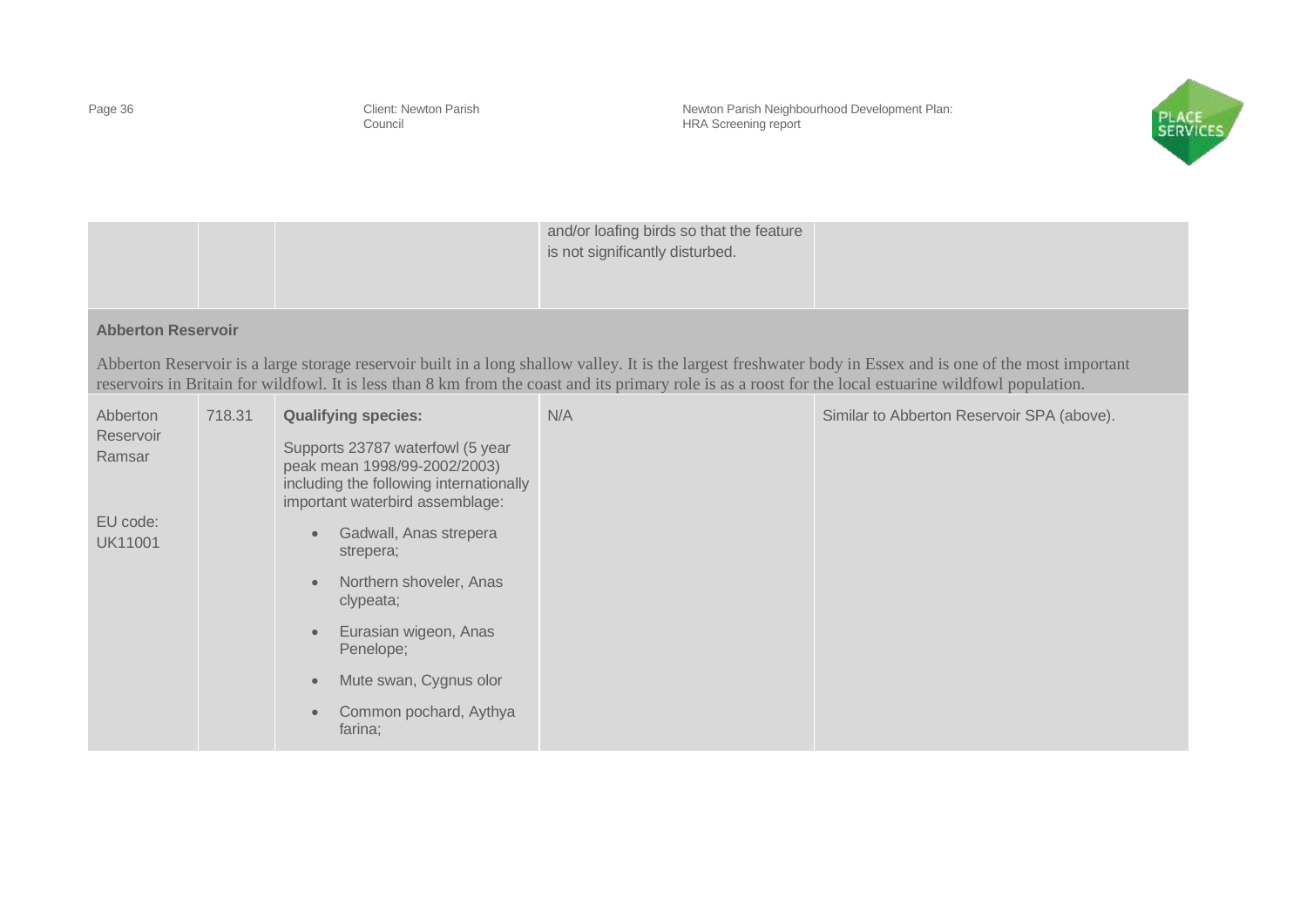| | | | and/or loafing birds so that the feature is not significantly disturbed. | |
|---|---|---|---|---|
| **Abberton Reservoir** | | | | |
| Abberton Reservoir is a large storage reservoir built in a long shallow valley. It is the largest freshwater body in Essex and is one of the most important reservoirs in Britain for wildfowl. It is less than 8 km from the coast and its primary role is as a roost for the local estuarine wildfowl population. | | | | |
| Abberton Reservoir Ramsar<br><br>EU code: UK11001 | 718.31 | **Qualifying species:**<br><br>Supports 23787 waterfowl (5 year peak mean 1998/99-2002/2003) including the following internationally important waterbird assemblage:<br><br>• Gadwall, Anas strepera strepera;<br>• Northern shoveler, Anas clypeata;<br>• Eurasian wigeon, Anas Penelope;<br>• Mute swan, Cygnus olor<br>• Common pochard, Aythya farina; | N/A | Similar to Abberton Reservoir SPA (above). |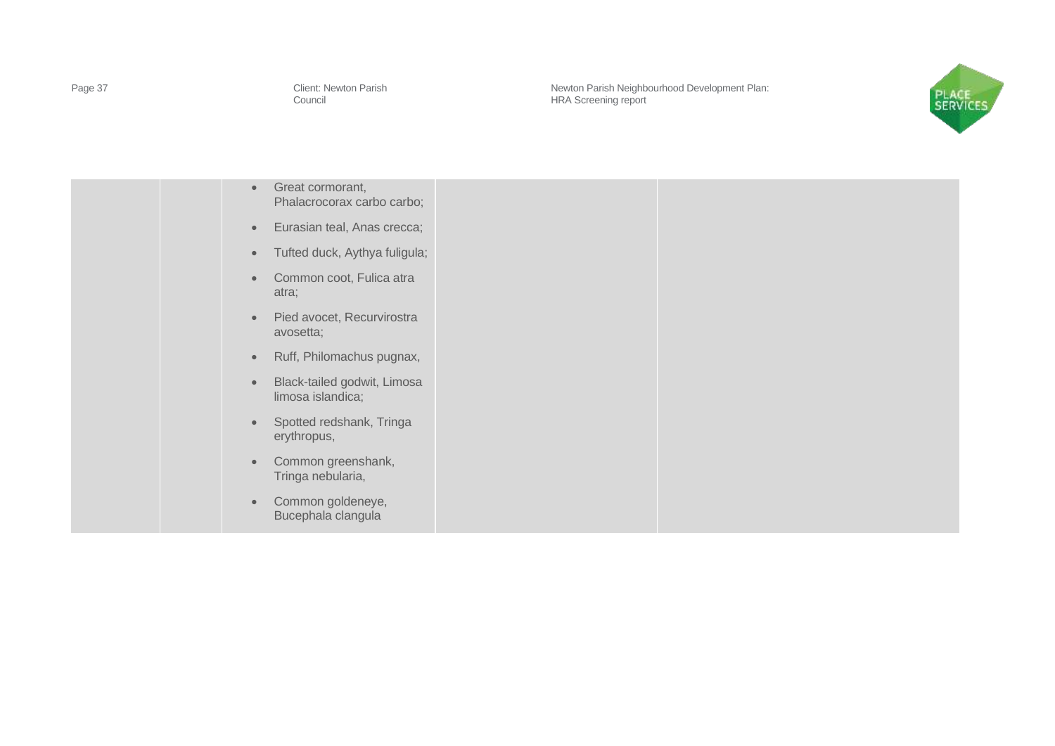| | | | | |
|---|---|---|---|---|
| | | <ul><li>Great cormorant, Phalacrocorax carbo carbo;</li><li>Eurasian teal, Anas crecca;</li><li>Tufted duck, Aythya fuligula;</li><li>Common coot, Fulica atra atra;</li><li>Pied avocet, Recurvirostra avosetta;</li><li>Ruff, Philomachus pugnax,</li><li>Black-tailed godwit, Limosa limosa islandica;</li><li>Spotted redshank, Tringa erythropus,</li><li>Common greenshank, Tringa nebularia,</li><li>Common goldeneye, Bucephala clangula</li></ul> | | |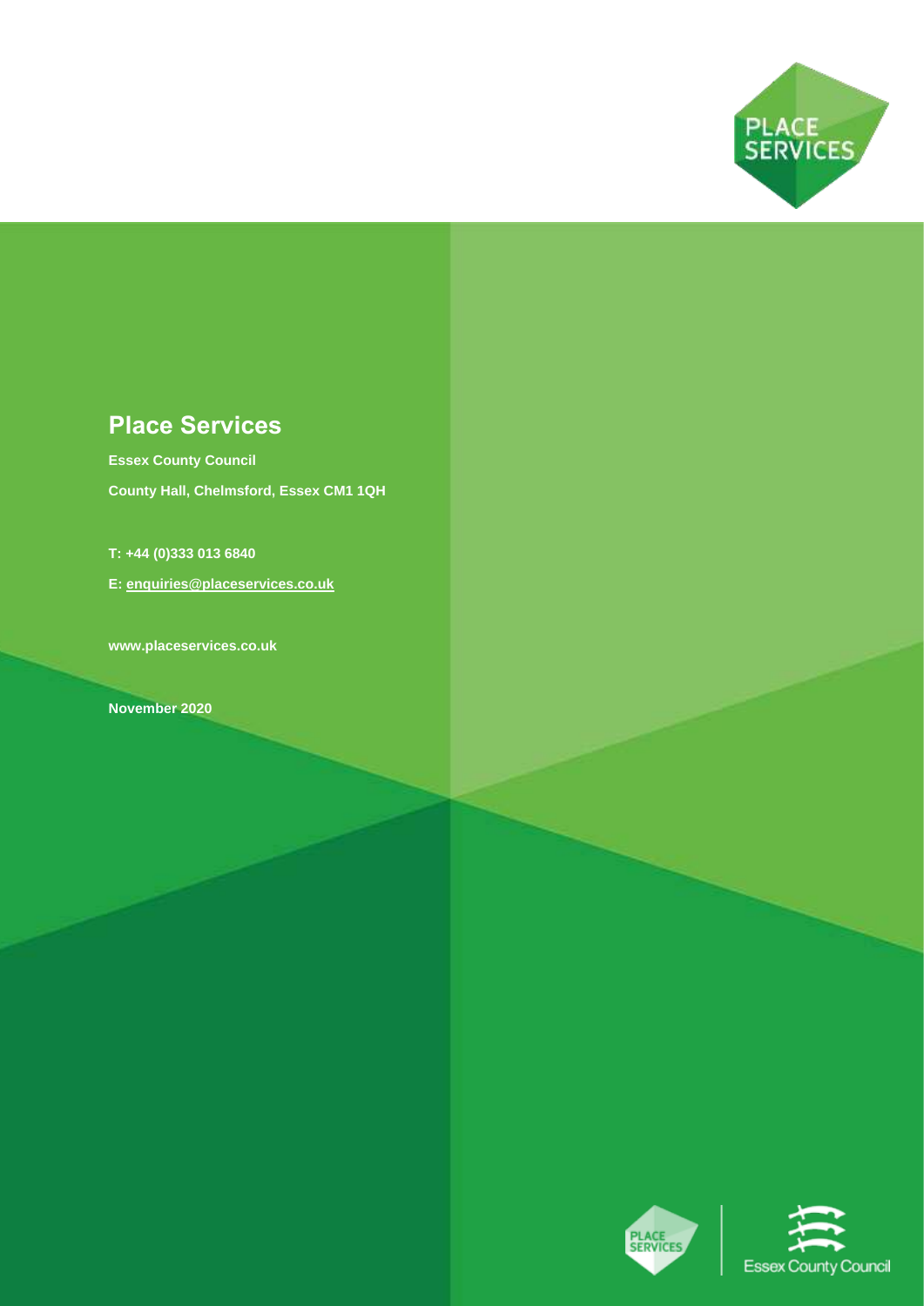## Place Services

**Essex County Council**

**County Hall, Chelmsford, Essex CM1 1QH**

**T: +44 (0)333 013 6840**

**E: enquiries@placeservices.co.uk**

**www.placeservices.co.uk**

**November 2020**